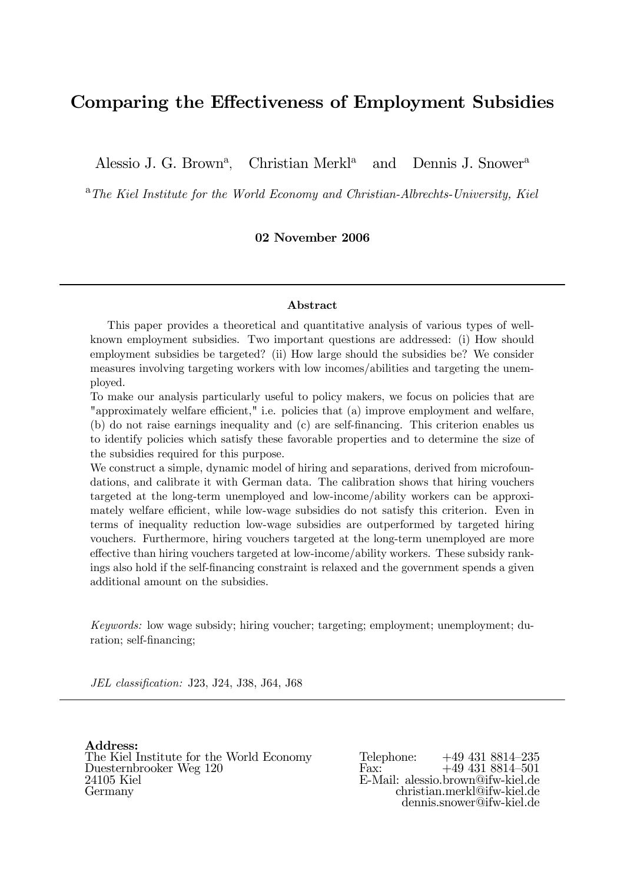# Comparing the Effectiveness of Employment Subsidies

Alessio J. G. Brown[a], Christian Merkl[a] and Dennis J. Snower[a]

[a] *The Kiel Institute for the World Economy and Christian-Albrechts-University, Kiel*

**02 November 2006**

---

### Abstract

This paper provides a theoretical and quantitative analysis of various types of well-known employment subsidies. Two important questions are addressed: (i) How should employment subsidies be targeted? (ii) How large should the subsidies be? We consider measures involving targeting workers with low incomes/abilities and targeting the unemployed.

To make our analysis particularly useful to policy makers, we focus on policies that are "approximately welfare efficient," i.e. policies that (a) improve employment and welfare, (b) do not raise earnings inequality and (c) are self-financing. This criterion enables us to identify policies which satisfy these favorable properties and to determine the size of the subsidies required for this purpose.

We construct a simple, dynamic model of hiring and separations, derived from microfoundations, and calibrate it with German data. The calibration shows that hiring vouchers targeted at the long-term unemployed and low-income/ability workers can be approximately welfare efficient, while low-wage subsidies do not satisfy this criterion. Even in terms of inequality reduction low-wage subsidies are outperformed by targeted hiring vouchers. Furthermore, hiring vouchers targeted at the long-term unemployed are more effective than hiring vouchers targeted at low-income/ability workers. These subsidy rankings also hold if the self-financing constraint is relaxed and the government spends a given additional amount on the subsidies.

*Keywords:* low wage subsidy; hiring voucher; targeting; employment; unemployment; duration; self-financing;

*JEL classification:* J23, J24, J38, J64, J68

---

**Address:**
The Kiel Institute for the World Economy
Duesternbrooker Weg 120
24105 Kiel
Germany

Telephone: +49 431 8814–235
Fax: +49 431 8814–501
E-Mail: alessio.brown@ifw-kiel.de
christian.merkl@ifw-kiel.de
dennis.snower@ifw-kiel.de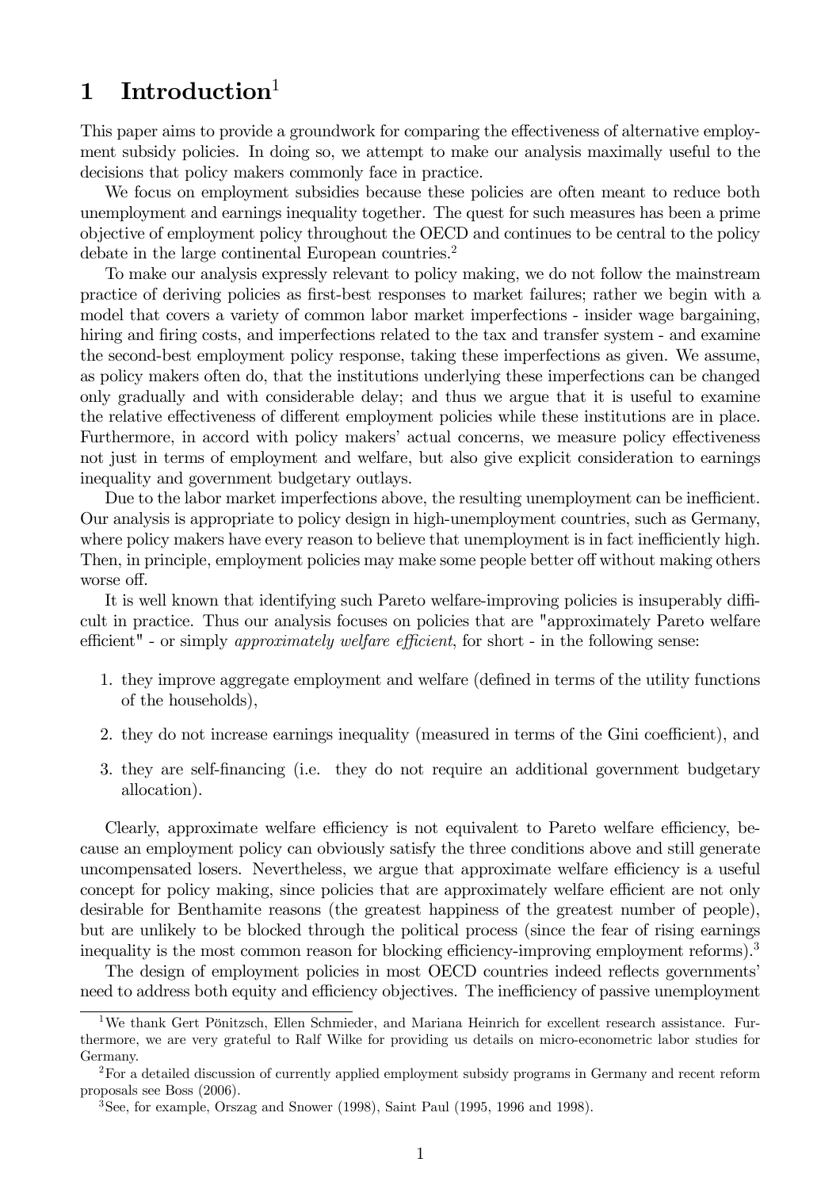# 1 Introduction[1]

This paper aims to provide a groundwork for comparing the effectiveness of alternative employment subsidy policies. In doing so, we attempt to make our analysis maximally useful to the decisions that policy makers commonly face in practice.

We focus on employment subsidies because these policies are often meant to reduce both unemployment and earnings inequality together. The quest for such measures has been a prime objective of employment policy throughout the OECD and continues to be central to the policy debate in the large continental European countries.[2]

To make our analysis expressly relevant to policy making, we do not follow the mainstream practice of deriving policies as first-best responses to market failures; rather we begin with a model that covers a variety of common labor market imperfections - insider wage bargaining, hiring and firing costs, and imperfections related to the tax and transfer system - and examine the second-best employment policy response, taking these imperfections as given. We assume, as policy makers often do, that the institutions underlying these imperfections can be changed only gradually and with considerable delay; and thus we argue that it is useful to examine the relative effectiveness of different employment policies while these institutions are in place. Furthermore, in accord with policy makers' actual concerns, we measure policy effectiveness not just in terms of employment and welfare, but also give explicit consideration to earnings inequality and government budgetary outlays.

Due to the labor market imperfections above, the resulting unemployment can be inefficient. Our analysis is appropriate to policy design in high-unemployment countries, such as Germany, where policy makers have every reason to believe that unemployment is in fact inefficiently high. Then, in principle, employment policies may make some people better off without making others worse off.

It is well known that identifying such Pareto welfare-improving policies is insuperably difficult in practice. Thus our analysis focuses on policies that are "approximately Pareto welfare efficient" - or simply *approximately welfare efficient*, for short - in the following sense:

1. they improve aggregate employment and welfare (defined in terms of the utility functions of the households),
2. they do not increase earnings inequality (measured in terms of the Gini coefficient), and
3. they are self-financing (i.e. they do not require an additional government budgetary allocation).

Clearly, approximate welfare efficiency is not equivalent to Pareto welfare efficiency, because an employment policy can obviously satisfy the three conditions above and still generate uncompensated losers. Nevertheless, we argue that approximate welfare efficiency is a useful concept for policy making, since policies that are approximately welfare efficient are not only desirable for Benthamite reasons (the greatest happiness of the greatest number of people), but are unlikely to be blocked through the political process (since the fear of rising earnings inequality is the most common reason for blocking efficiency-improving employment reforms).[3]

The design of employment policies in most OECD countries indeed reflects governments' need to address both equity and efficiency objectives. The inefficiency of passive unemployment

---

[1] We thank Gert Pönitzsch, Ellen Schmieder, and Mariana Heinrich for excellent research assistance. Furthermore, we are very grateful to Ralf Wilke for providing us details on micro-econometric labor studies for Germany.

[2] For a detailed discussion of currently applied employment subsidy programs in Germany and recent reform proposals see Boss (2006).

[3] See, for example, Orszag and Snower (1998), Saint Paul (1995, 1996 and 1998).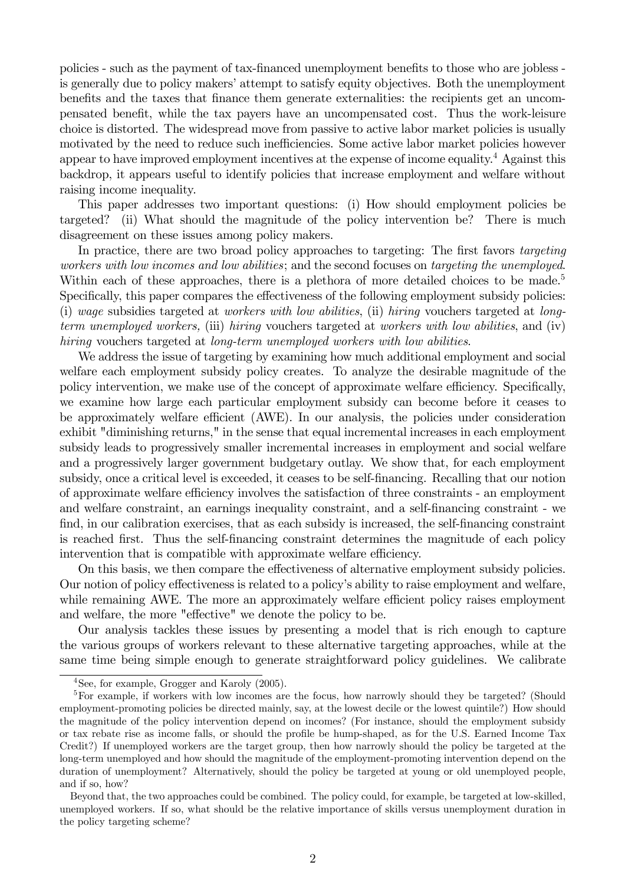policies - such as the payment of tax-financed unemployment benefits to those who are jobless - is generally due to policy makers' attempt to satisfy equity objectives. Both the unemployment benefits and the taxes that finance them generate externalities: the recipients get an uncompensated benefit, while the tax payers have an uncompensated cost. Thus the work-leisure choice is distorted. The widespread move from passive to active labor market policies is usually motivated by the need to reduce such inefficiencies. Some active labor market policies however appear to have improved employment incentives at the expense of income equality.[4] Against this backdrop, it appears useful to identify policies that increase employment and welfare without raising income inequality.

This paper addresses two important questions: (i) How should employment policies be targeted? (ii) What should the magnitude of the policy intervention be? There is much disagreement on these issues among policy makers.

In practice, there are two broad policy approaches to targeting: The first favors *targeting workers with low incomes and low abilities*; and the second focuses on *targeting the unemployed*. Within each of these approaches, there is a plethora of more detailed choices to be made.[5] Specifically, this paper compares the effectiveness of the following employment subsidy policies: (i) *wage* subsidies targeted at *workers with low abilities*, (ii) *hiring* vouchers targeted at *long-term unemployed workers,* (iii) *hiring* vouchers targeted at *workers with low abilities*, and (iv) *hiring* vouchers targeted at *long-term unemployed workers with low abilities*.

We address the issue of targeting by examining how much additional employment and social welfare each employment subsidy policy creates. To analyze the desirable magnitude of the policy intervention, we make use of the concept of approximate welfare efficiency. Specifically, we examine how large each particular employment subsidy can become before it ceases to be approximately welfare efficient (AWE). In our analysis, the policies under consideration exhibit "diminishing returns," in the sense that equal incremental increases in each employment subsidy leads to progressively smaller incremental increases in employment and social welfare and a progressively larger government budgetary outlay. We show that, for each employment subsidy, once a critical level is exceeded, it ceases to be self-financing. Recalling that our notion of approximate welfare efficiency involves the satisfaction of three constraints - an employment and welfare constraint, an earnings inequality constraint, and a self-financing constraint - we find, in our calibration exercises, that as each subsidy is increased, the self-financing constraint is reached first. Thus the self-financing constraint determines the magnitude of each policy intervention that is compatible with approximate welfare efficiency.

On this basis, we then compare the effectiveness of alternative employment subsidy policies. Our notion of policy effectiveness is related to a policy's ability to raise employment and welfare, while remaining AWE. The more an approximately welfare efficient policy raises employment and welfare, the more "effective" we denote the policy to be.

Our analysis tackles these issues by presenting a model that is rich enough to capture the various groups of workers relevant to these alternative targeting approaches, while at the same time being simple enough to generate straightforward policy guidelines. We calibrate

---

[4] See, for example, Grogger and Karoly (2005).

[5] For example, if workers with low incomes are the focus, how narrowly should they be targeted? (Should employment-promoting policies be directed mainly, say, at the lowest decile or the lowest quintile?) How should the magnitude of the policy intervention depend on incomes? (For instance, should the employment subsidy or tax rebate rise as income falls, or should the profile be hump-shaped, as for the U.S. Earned Income Tax Credit?) If unemployed workers are the target group, then how narrowly should the policy be targeted at the long-term unemployed and how should the magnitude of the employment-promoting intervention depend on the duration of unemployment? Alternatively, should the policy be targeted at young or old unemployed people, and if so, how?

Beyond that, the two approaches could be combined. The policy could, for example, be targeted at low-skilled, unemployed workers. If so, what should be the relative importance of skills versus unemployment duration in the policy targeting scheme?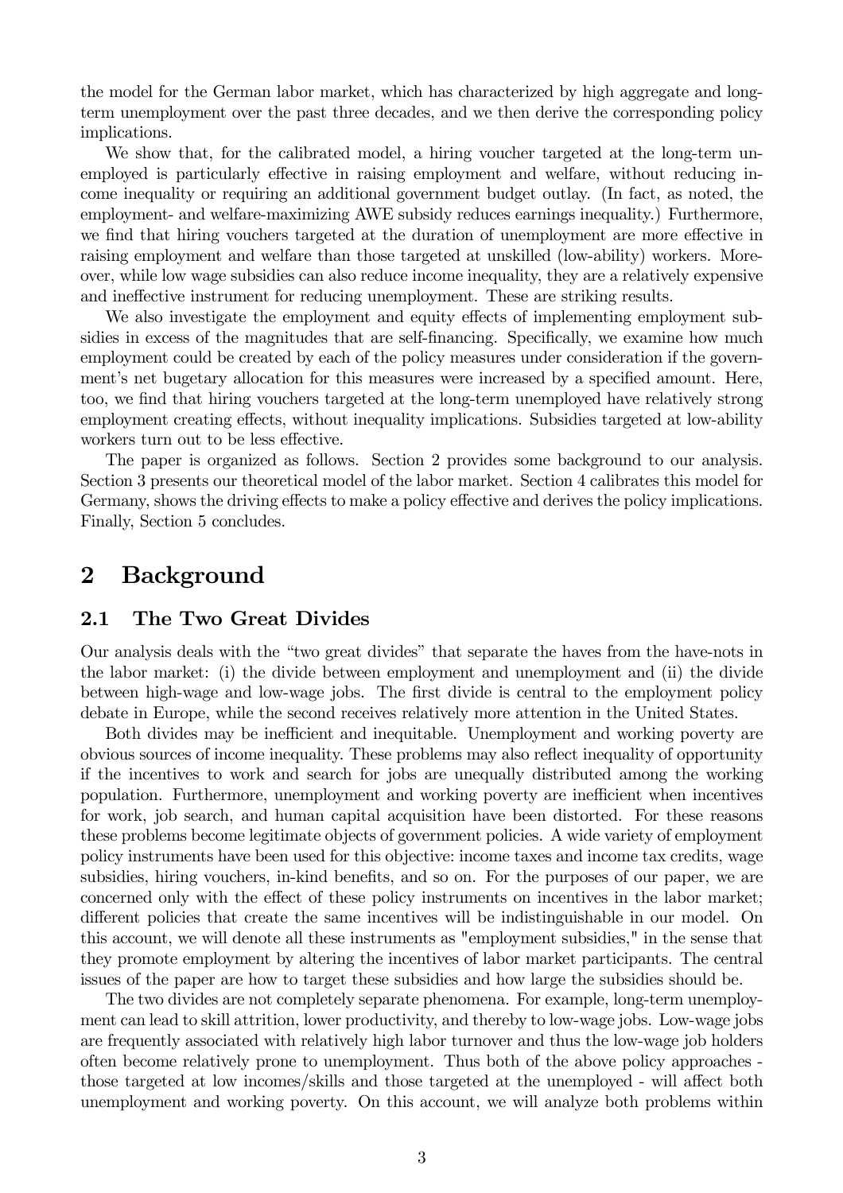the model for the German labor market, which has characterized by high aggregate and long-term unemployment over the past three decades, and we then derive the corresponding policy implications.

We show that, for the calibrated model, a hiring voucher targeted at the long-term unemployed is particularly effective in raising employment and welfare, without reducing income inequality or requiring an additional government budget outlay. (In fact, as noted, the employment- and welfare-maximizing AWE subsidy reduces earnings inequality.) Furthermore, we find that hiring vouchers targeted at the duration of unemployment are more effective in raising employment and welfare than those targeted at unskilled (low-ability) workers. Moreover, while low wage subsidies can also reduce income inequality, they are a relatively expensive and ineffective instrument for reducing unemployment. These are striking results.

We also investigate the employment and equity effects of implementing employment subsidies in excess of the magnitudes that are self-financing. Specifically, we examine how much employment could be created by each of the policy measures under consideration if the government's net bugetary allocation for this measures were increased by a specified amount. Here, too, we find that hiring vouchers targeted at the long-term unemployed have relatively strong employment creating effects, without inequality implications. Subsidies targeted at low-ability workers turn out to be less effective.

The paper is organized as follows. Section 2 provides some background to our analysis. Section 3 presents our theoretical model of the labor market. Section 4 calibrates this model for Germany, shows the driving effects to make a policy effective and derives the policy implications. Finally, Section 5 concludes.

# 2 Background

## 2.1 The Two Great Divides

Our analysis deals with the "two great divides" that separate the haves from the have-nots in the labor market: (i) the divide between employment and unemployment and (ii) the divide between high-wage and low-wage jobs. The first divide is central to the employment policy debate in Europe, while the second receives relatively more attention in the United States.

Both divides may be inefficient and inequitable. Unemployment and working poverty are obvious sources of income inequality. These problems may also reflect inequality of opportunity if the incentives to work and search for jobs are unequally distributed among the working population. Furthermore, unemployment and working poverty are inefficient when incentives for work, job search, and human capital acquisition have been distorted. For these reasons these problems become legitimate objects of government policies. A wide variety of employment policy instruments have been used for this objective: income taxes and income tax credits, wage subsidies, hiring vouchers, in-kind benefits, and so on. For the purposes of our paper, we are concerned only with the effect of these policy instruments on incentives in the labor market; different policies that create the same incentives will be indistinguishable in our model. On this account, we will denote all these instruments as "employment subsidies," in the sense that they promote employment by altering the incentives of labor market participants. The central issues of the paper are how to target these subsidies and how large the subsidies should be.

The two divides are not completely separate phenomena. For example, long-term unemployment can lead to skill attrition, lower productivity, and thereby to low-wage jobs. Low-wage jobs are frequently associated with relatively high labor turnover and thus the low-wage job holders often become relatively prone to unemployment. Thus both of the above policy approaches - those targeted at low incomes/skills and those targeted at the unemployed - will affect both unemployment and working poverty. On this account, we will analyze both problems within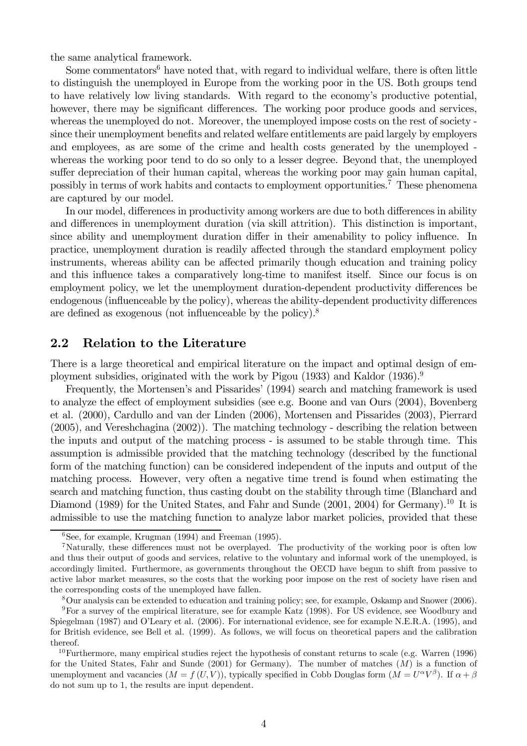the same analytical framework.

Some commentators[6] have noted that, with regard to individual welfare, there is often little to distinguish the unemployed in Europe from the working poor in the US. Both groups tend to have relatively low living standards. With regard to the economy's productive potential, however, there may be significant differences. The working poor produce goods and services, whereas the unemployed do not. Moreover, the unemployed impose costs on the rest of society - since their unemployment benefits and related welfare entitlements are paid largely by employers and employees, as are some of the crime and health costs generated by the unemployed - whereas the working poor tend to do so only to a lesser degree. Beyond that, the unemployed suffer depreciation of their human capital, whereas the working poor may gain human capital, possibly in terms of work habits and contacts to employment opportunities.[7] These phenomena are captured by our model.

In our model, differences in productivity among workers are due to both differences in ability and differences in unemployment duration (via skill attrition). This distinction is important, since ability and unemployment duration differ in their amenability to policy influence. In practice, unemployment duration is readily affected through the standard employment policy instruments, whereas ability can be affected primarily though education and training policy and this influence takes a comparatively long-time to manifest itself. Since our focus is on employment policy, we let the unemployment duration-dependent productivity differences be endogenous (influenceable by the policy), whereas the ability-dependent productivity differences are defined as exogenous (not influenceable by the policy).[8]

## 2.2 Relation to the Literature

There is a large theoretical and empirical literature on the impact and optimal design of employment subsidies, originated with the work by Pigou (1933) and Kaldor (1936).[9]

Frequently, the Mortensen's and Pissarides' (1994) search and matching framework is used to analyze the effect of employment subsidies (see e.g. Boone and van Ours (2004), Bovenberg et al. (2000), Cardullo and van der Linden (2006), Mortensen and Pissarides (2003), Pierrard (2005), and Vereshchagina (2002)). The matching technology - describing the relation between the inputs and output of the matching process - is assumed to be stable through time. This assumption is admissible provided that the matching technology (described by the functional form of the matching function) can be considered independent of the inputs and output of the matching process. However, very often a negative time trend is found when estimating the search and matching function, thus casting doubt on the stability through time (Blanchard and Diamond (1989) for the United States, and Fahr and Sunde (2001, 2004) for Germany).[10] It is admissible to use the matching function to analyze labor market policies, provided that these

---

[6] See, for example, Krugman (1994) and Freeman (1995).

[7] Naturally, these differences must not be overplayed. The productivity of the working poor is often low and thus their output of goods and services, relative to the voluntary and informal work of the unemployed, is accordingly limited. Furthermore, as governments throughout the OECD have begun to shift from passive to active labor market measures, so the costs that the working poor impose on the rest of society have risen and the corresponding costs of the unemployed have fallen.

[8] Our analysis can be extended to education and training policy; see, for example, Oskamp and Snower (2006).

[9] For a survey of the empirical literature, see for example Katz (1998). For US evidence, see Woodbury and Spiegelman (1987) and O'Leary et al. (2006). For international evidence, see for example N.E.R.A. (1995), and for British evidence, see Bell et al. (1999). As follows, we will focus on theoretical papers and the calibration thereof.

[10] Furthermore, many empirical studies reject the hypothesis of constant returns to scale (e.g. Warren (1996) for the United States, Fahr and Sunde (2001) for Germany). The number of matches ($M$) is a function of unemployment and vacancies ($M = f(U, V)$), typically specified in Cobb Douglas form ($M = U^{\alpha}V^{\beta}$). If $\alpha + \beta$ do not sum up to 1, the results are input dependent.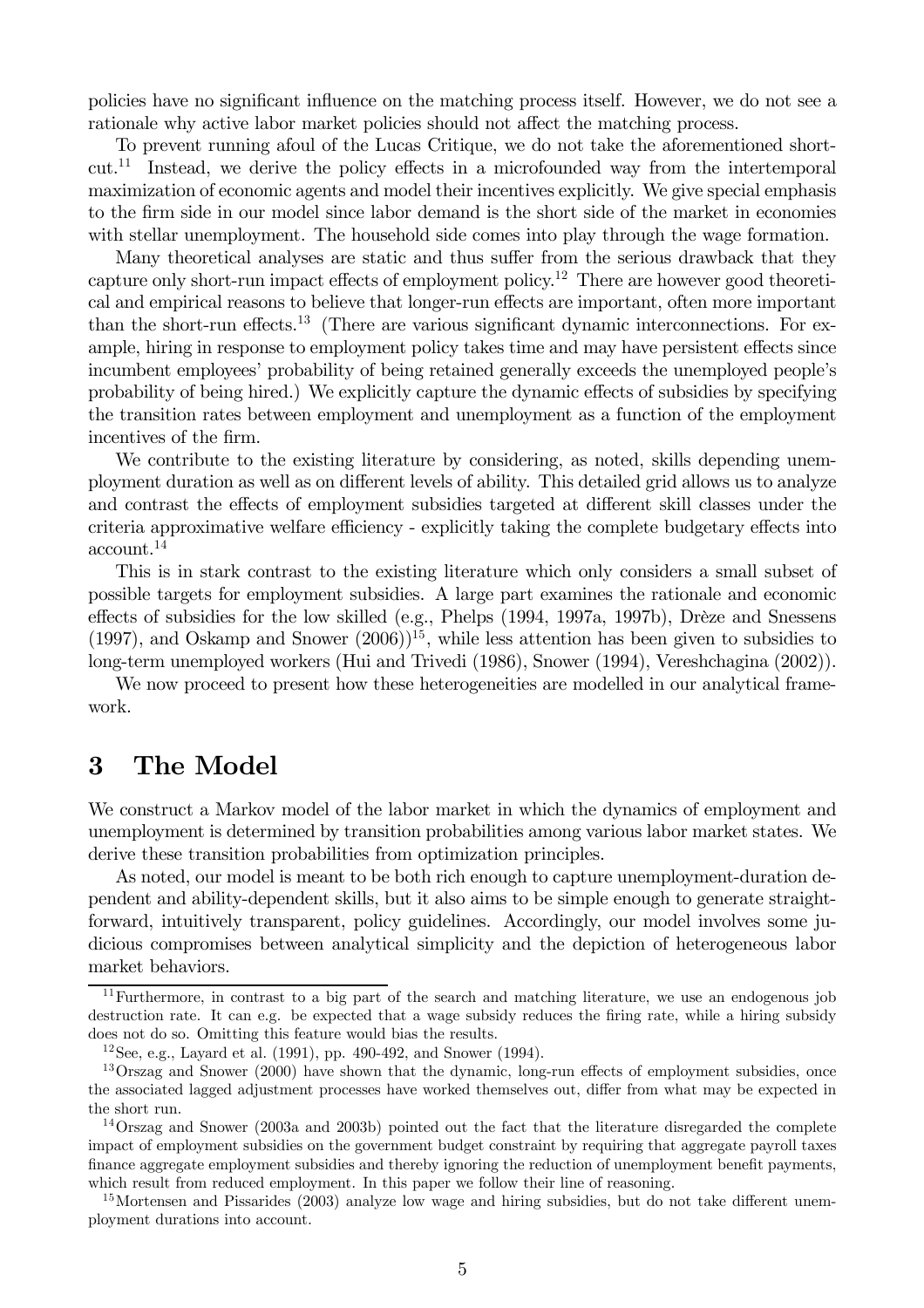policies have no significant influence on the matching process itself. However, we do not see a rationale why active labor market policies should not affect the matching process.

To prevent running afoul of the Lucas Critique, we do not take the aforementioned shortcut.[11] Instead, we derive the policy effects in a microfounded way from the intertemporal maximization of economic agents and model their incentives explicitly. We give special emphasis to the firm side in our model since labor demand is the short side of the market in economies with stellar unemployment. The household side comes into play through the wage formation.

Many theoretical analyses are static and thus suffer from the serious drawback that they capture only short-run impact effects of employment policy.[12] There are however good theoretical and empirical reasons to believe that longer-run effects are important, often more important than the short-run effects.[13] (There are various significant dynamic interconnections. For example, hiring in response to employment policy takes time and may have persistent effects since incumbent employees' probability of being retained generally exceeds the unemployed people's probability of being hired.) We explicitly capture the dynamic effects of subsidies by specifying the transition rates between employment and unemployment as a function of the employment incentives of the firm.

We contribute to the existing literature by considering, as noted, skills depending unemployment duration as well as on different levels of ability. This detailed grid allows us to analyze and contrast the effects of employment subsidies targeted at different skill classes under the criteria approximative welfare efficiency - explicitly taking the complete budgetary effects into account.[14]

This is in stark contrast to the existing literature which only considers a small subset of possible targets for employment subsidies. A large part examines the rationale and economic effects of subsidies for the low skilled (e.g., Phelps (1994, 1997a, 1997b), Drèze and Snessens (1997), and Oskamp and Snower (2006))[15], while less attention has been given to subsidies to long-term unemployed workers (Hui and Trivedi (1986), Snower (1994), Vereshchagina (2002)).

We now proceed to present how these heterogeneities are modelled in our analytical framework.

# 3 The Model

We construct a Markov model of the labor market in which the dynamics of employment and unemployment is determined by transition probabilities among various labor market states. We derive these transition probabilities from optimization principles.

As noted, our model is meant to be both rich enough to capture unemployment-duration dependent and ability-dependent skills, but it also aims to be simple enough to generate straightforward, intuitively transparent, policy guidelines. Accordingly, our model involves some judicious compromises between analytical simplicity and the depiction of heterogeneous labor market behaviors.

---

[11] Furthermore, in contrast to a big part of the search and matching literature, we use an endogenous job destruction rate. It can e.g. be expected that a wage subsidy reduces the firing rate, while a hiring subsidy does not do so. Omitting this feature would bias the results.

[12] See, e.g., Layard et al. (1991), pp. 490-492, and Snower (1994).

[13] Orszag and Snower (2000) have shown that the dynamic, long-run effects of employment subsidies, once the associated lagged adjustment processes have worked themselves out, differ from what may be expected in the short run.

[14] Orszag and Snower (2003a and 2003b) pointed out the fact that the literature disregarded the complete impact of employment subsidies on the government budget constraint by requiring that aggregate payroll taxes finance aggregate employment subsidies and thereby ignoring the reduction of unemployment benefit payments, which result from reduced employment. In this paper we follow their line of reasoning.

[15] Mortensen and Pissarides (2003) analyze low wage and hiring subsidies, but do not take different unemployment durations into account.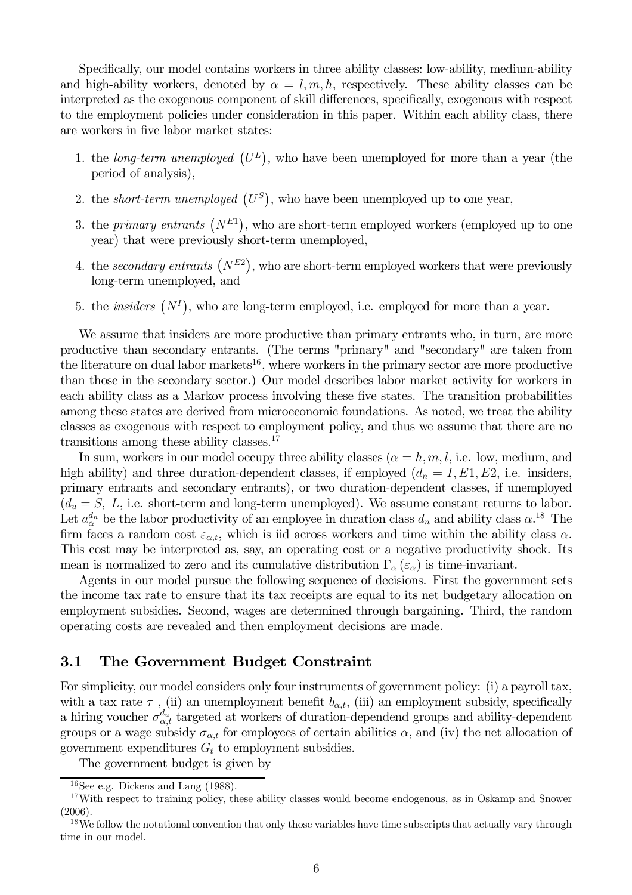Specifically, our model contains workers in three ability classes: low-ability, medium-ability and high-ability workers, denoted by $\alpha = l, m, h$, respectively. These ability classes can be interpreted as the exogenous component of skill differences, specifically, exogenous with respect to the employment policies under consideration in this paper. Within each ability class, there are workers in five labor market states:

1. the *long-term unemployed* $(U^L)$, who have been unemployed for more than a year (the period of analysis),
2. the *short-term unemployed* $(U^S)$, who have been unemployed up to one year,
3. the *primary entrants* $(N^{E1})$, who are short-term employed workers (employed up to one year) that were previously short-term unemployed,
4. the *secondary entrants* $(N^{E2})$, who are short-term employed workers that were previously long-term unemployed, and
5. the *insiders* $(N^I)$, who are long-term employed, i.e. employed for more than a year.

We assume that insiders are more productive than primary entrants who, in turn, are more productive than secondary entrants. (The terms "primary" and "secondary" are taken from the literature on dual labor markets[16], where workers in the primary sector are more productive than those in the secondary sector.) Our model describes labor market activity for workers in each ability class as a Markov process involving these five states. The transition probabilities among these states are derived from microeconomic foundations. As noted, we treat the ability classes as exogenous with respect to employment policy, and thus we assume that there are no transitions among these ability classes.[17]

In sum, workers in our model occupy three ability classes ($\alpha = h, m, l$, i.e. low, medium, and high ability) and three duration-dependent classes, if employed ($d_n = I, E1, E2$, i.e. insiders, primary entrants and secondary entrants), or two duration-dependent classes, if unemployed ($d_u = S,\ L$, i.e. short-term and long-term unemployed). We assume constant returns to labor. Let $a_{\alpha}^{d_n}$ be the labor productivity of an employee in duration class $d_n$ and ability class $\alpha$.[18] The firm faces a random cost $\varepsilon_{\alpha,t}$, which is iid across workers and time within the ability class $\alpha$. This cost may be interpreted as, say, an operating cost or a negative productivity shock. Its mean is normalized to zero and its cumulative distribution $\Gamma_{\alpha}(\varepsilon_{\alpha})$ is time-invariant.

Agents in our model pursue the following sequence of decisions. First the government sets the income tax rate to ensure that its tax receipts are equal to its net budgetary allocation on employment subsidies. Second, wages are determined through bargaining. Third, the random operating costs are revealed and then employment decisions are made.

## 3.1 The Government Budget Constraint

For simplicity, our model considers only four instruments of government policy: (i) a payroll tax, with a tax rate $\tau$ , (ii) an unemployment benefit $b_{\alpha,t}$, (iii) an employment subsidy, specifically a hiring voucher $\sigma_{\alpha,t}^{d_u}$ targeted at workers of duration-dependend groups and ability-dependent groups or a wage subsidy $\sigma_{\alpha,t}$ for employees of certain abilities $\alpha$, and (iv) the net allocation of government expenditures $G_t$ to employment subsidies.

The government budget is given by

[16] See e.g. Dickens and Lang (1988).

[17] With respect to training policy, these ability classes would become endogenous, as in Oskamp and Snower (2006).

[18] We follow the notational convention that only those variables have time subscripts that actually vary through time in our model.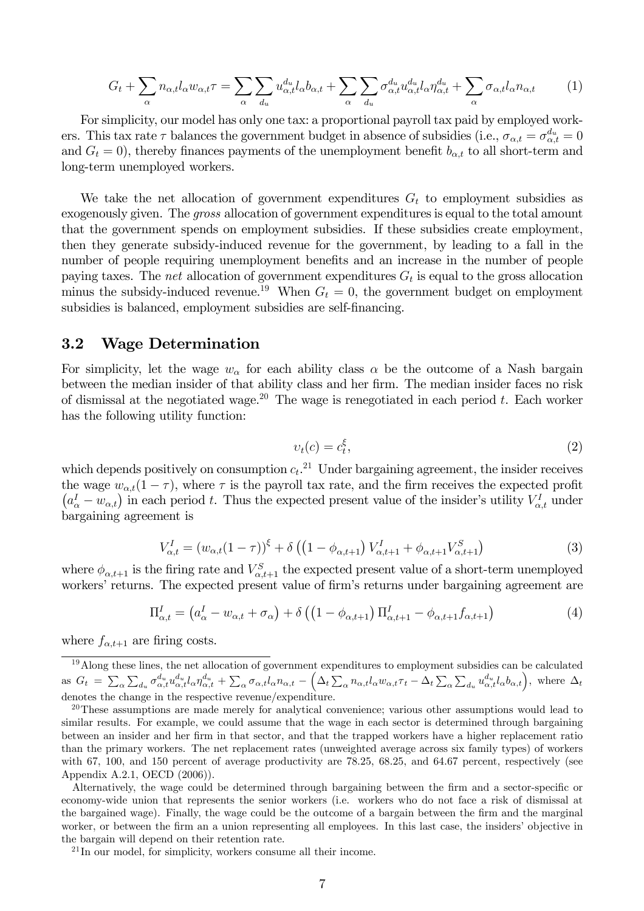$$G_t + \sum_{\alpha} n_{\alpha,t} l_\alpha w_{\alpha,t} \tau = \sum_{\alpha} \sum_{d_u} u_{\alpha,t}^{d_u} l_\alpha b_{\alpha,t} + \sum_{\alpha} \sum_{d_u} \sigma_{\alpha,t}^{d_u} u_{\alpha,t}^{d_u} l_\alpha \eta_{\alpha,t}^{d_u} + \sum_{\alpha} \sigma_{\alpha,t} l_\alpha n_{\alpha,t} \tag{1}$$

For simplicity, our model has only one tax: a proportional payroll tax paid by employed workers. This tax rate $\tau$ balances the government budget in absence of subsidies (i.e., $\sigma_{\alpha,t} = \sigma_{\alpha,t}^{d_u} = 0$ and $G_t = 0$), thereby finances payments of the unemployment benefit $b_{\alpha,t}$ to all short-term and long-term unemployed workers.

We take the net allocation of government expenditures $G_t$ to employment subsidies as exogenously given. The *gross* allocation of government expenditures is equal to the total amount that the government spends on employment subsidies. If these subsidies create employment, then they generate subsidy-induced revenue for the government, by leading to a fall in the number of people requiring unemployment benefits and an increase in the number of people paying taxes. The *net* allocation of government expenditures $G_t$ is equal to the gross allocation minus the subsidy-induced revenue.[19] When $G_t = 0$, the government budget on employment subsidies is balanced, employment subsidies are self-financing.

## 3.2 Wage Determination

For simplicity, let the wage $w_\alpha$ for each ability class $\alpha$ be the outcome of a Nash bargain between the median insider of that ability class and her firm. The median insider faces no risk of dismissal at the negotiated wage.[20] The wage is renegotiated in each period $t$. Each worker has the following utility function:

$$\upsilon_t(c) = c_t^{\xi}, \tag{2}$$

which depends positively on consumption $c_t$.[21] Under bargaining agreement, the insider receives the wage $w_{\alpha,t}(1-\tau)$, where $\tau$ is the payroll tax rate, and the firm receives the expected profit $\left(a_\alpha^I - w_{\alpha,t}\right)$ in each period $t$. Thus the expected present value of the insider's utility $V_{\alpha,t}^I$ under bargaining agreement is

$$V_{\alpha,t}^I = \left(w_{\alpha,t}(1-\tau)\right)^{\xi} + \delta\left(\left(1-\phi_{\alpha,t+1}\right)V_{\alpha,t+1}^I + \phi_{\alpha,t+1}V_{\alpha,t+1}^S\right) \tag{3}$$

where $\phi_{\alpha,t+1}$ is the firing rate and $V_{\alpha,t+1}^S$ the expected present value of a short-term unemployed workers' returns. The expected present value of firm's returns under bargaining agreement are

$$\Pi_{\alpha,t}^I = \left(a_\alpha^I - w_{\alpha,t} + \sigma_\alpha\right) + \delta\left(\left(1-\phi_{\alpha,t+1}\right)\Pi_{\alpha,t+1}^I - \phi_{\alpha,t+1}f_{\alpha,t+1}\right) \tag{4}$$

where $f_{\alpha,t+1}$ are firing costs.

---

[19] Along these lines, the net allocation of government expenditures to employment subsidies can be calculated as $G_t = \sum_\alpha \sum_{d_u} \sigma_{\alpha,t}^{d_u} u_{\alpha,t}^{d_u} l_\alpha \eta_{\alpha,t}^{d_u} + \sum_\alpha \sigma_{\alpha,t} l_\alpha n_{\alpha,t} - \left(\Delta_t \sum_\alpha n_{\alpha,t} l_\alpha w_{\alpha,t} \tau_t - \Delta_t \sum_\alpha \sum_{d_u} u_{\alpha,t}^{d_u} l_\alpha b_{\alpha,t}\right)$, where $\Delta_t$ denotes the change in the respective revenue/expenditure.

[20] These assumptions are made merely for analytical convenience; various other assumptions would lead to similar results. For example, we could assume that the wage in each sector is determined through bargaining between an insider and her firm in that sector, and that the trapped workers have a higher replacement ratio than the primary workers. The net replacement rates (unweighted average across six family types) of workers with 67, 100, and 150 percent of average productivity are 78.25, 68.25, and 64.67 percent, respectively (see Appendix A.2.1, OECD (2006)).

Alternatively, the wage could be determined through bargaining between the firm and a sector-specific or economy-wide union that represents the senior workers (i.e. workers who do not face a risk of dismissal at the bargained wage). Finally, the wage could be the outcome of a bargain between the firm and the marginal worker, or between the firm an a union representing all employees. In this last case, the insiders' objective in the bargain will depend on their retention rate.

[21] In our model, for simplicity, workers consume all their income.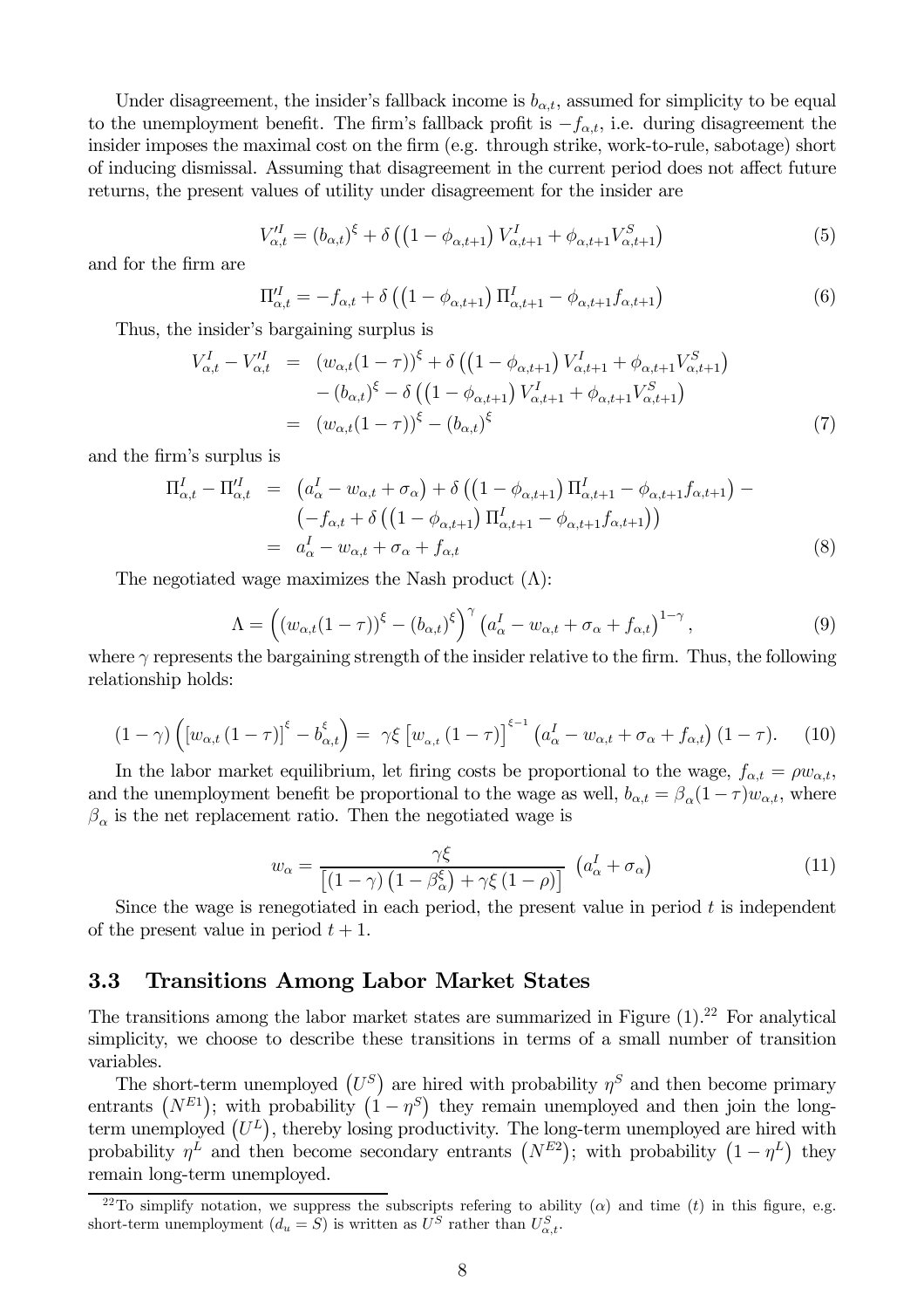Under disagreement, the insider's fallback income is $b_{\alpha,t}$, assumed for simplicity to be equal to the unemployment benefit. The firm's fallback profit is $-f_{\alpha,t}$, i.e. during disagreement the insider imposes the maximal cost on the firm (e.g. through strike, work-to-rule, sabotage) short of inducing dismissal. Assuming that disagreement in the current period does not affect future returns, the present values of utility under disagreement for the insider are

$$V'^{I}_{\alpha,t} = (b_{\alpha,t})^{\xi} + \delta\left(\left(1-\phi_{\alpha,t+1}\right)V^{I}_{\alpha,t+1} + \phi_{\alpha,t+1}V^{S}_{\alpha,t+1}\right) \tag{5}$$

and for the firm are

$$\Pi'^{I}_{\alpha,t} = -f_{\alpha,t} + \delta\left(\left(1-\phi_{\alpha,t+1}\right)\Pi^{I}_{\alpha,t+1} - \phi_{\alpha,t+1}f_{\alpha,t+1}\right) \tag{6}$$

Thus, the insider's bargaining surplus is

$$\begin{aligned}
V^{I}_{\alpha,t} - V'^{I}_{\alpha,t} &= \left(w_{\alpha,t}(1-\tau)\right)^{\xi} + \delta\left(\left(1-\phi_{\alpha,t+1}\right)V^{I}_{\alpha,t+1} + \phi_{\alpha,t+1}V^{S}_{\alpha,t+1}\right) \\
&\quad - (b_{\alpha,t})^{\xi} - \delta\left(\left(1-\phi_{\alpha,t+1}\right)V^{I}_{\alpha,t+1} + \phi_{\alpha,t+1}V^{S}_{\alpha,t+1}\right) \\
&= \left(w_{\alpha,t}(1-\tau)\right)^{\xi} - (b_{\alpha,t})^{\xi}
\end{aligned} \tag{7}$$

and the firm's surplus is

$$\begin{aligned}
\Pi^{I}_{\alpha,t} - \Pi'^{I}_{\alpha,t} &= \left(a^{I}_{\alpha} - w_{\alpha,t} + \sigma_{\alpha}\right) + \delta\left(\left(1-\phi_{\alpha,t+1}\right)\Pi^{I}_{\alpha,t+1} - \phi_{\alpha,t+1}f_{\alpha,t+1}\right) - \\
&\quad \left(-f_{\alpha,t} + \delta\left(\left(1-\phi_{\alpha,t+1}\right)\Pi^{I}_{\alpha,t+1} - \phi_{\alpha,t+1}f_{\alpha,t+1}\right)\right) \\
&= a^{I}_{\alpha} - w_{\alpha,t} + \sigma_{\alpha} + f_{\alpha,t}
\end{aligned} \tag{8}$$

The negotiated wage maximizes the Nash product ($\Lambda$):

$$\Lambda = \left(\left(w_{\alpha,t}(1-\tau)\right)^{\xi} - (b_{\alpha,t})^{\xi}\right)^{\gamma}\left(a^{I}_{\alpha} - w_{\alpha,t} + \sigma_{\alpha} + f_{\alpha,t}\right)^{1-\gamma}, \tag{9}$$

where $\gamma$ represents the bargaining strength of the insider relative to the firm. Thus, the following relationship holds:

$$(1-\gamma)\left(\left[w_{\alpha,t}\left(1-\tau\right)\right]^{\xi} - b^{\xi}_{\alpha,t}\right) = \gamma\xi\left[w_{\alpha,t}\left(1-\tau\right)\right]^{\xi-1}\left(a^{I}_{\alpha} - w_{\alpha,t} + \sigma_{\alpha} + f_{\alpha,t}\right)(1-\tau). \tag{10}$$

In the labor market equilibrium, let firing costs be proportional to the wage, $f_{\alpha,t} = \rho w_{\alpha,t}$, and the unemployment benefit be proportional to the wage as well, $b_{\alpha,t} = \beta_{\alpha}(1-\tau)w_{\alpha,t}$, where $\beta_{\alpha}$ is the net replacement ratio. Then the negotiated wage is

$$w_{\alpha} = \frac{\gamma\xi}{\left[\left(1-\gamma\right)\left(1-\beta^{\xi}_{\alpha}\right) + \gamma\xi\left(1-\rho\right)\right]}\left(a^{I}_{\alpha} + \sigma_{\alpha}\right) \tag{11}$$

Since the wage is renegotiated in each period, the present value in period $t$ is independent of the present value in period $t+1$.

### 3.3 Transitions Among Labor Market States

The transitions among the labor market states are summarized in Figure (1).[22] For analytical simplicity, we choose to describe these transitions in terms of a small number of transition variables.

The short-term unemployed $\left(U^{S}\right)$ are hired with probability $\eta^{S}$ and then become primary entrants $\left(N^{E1}\right)$; with probability $\left(1-\eta^{S}\right)$ they remain unemployed and then join the long-term unemployed $\left(U^{L}\right)$, thereby losing productivity. The long-term unemployed are hired with probability $\eta^{L}$ and then become secondary entrants $\left(N^{E2}\right)$; with probability $\left(1-\eta^{L}\right)$ they remain long-term unemployed.

[22] To simplify notation, we suppress the subscripts refering to ability ($\alpha$) and time ($t$) in this figure, e.g. short-term unemployment ($d_u = S$) is written as $U^{S}$ rather than $U^{S}_{\alpha,t}$.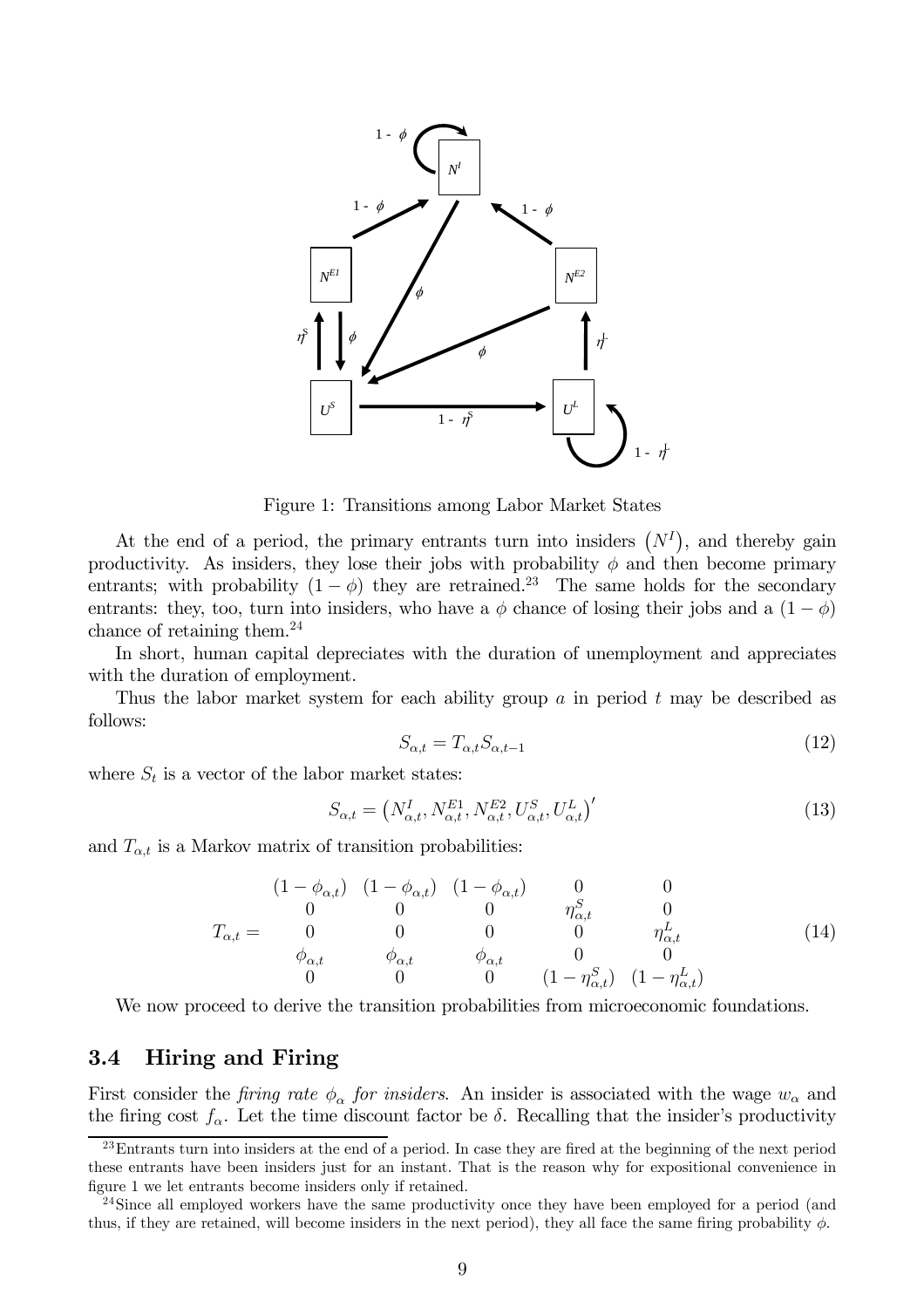Figure 1: Transitions among Labor Market States

At the end of a period, the primary entrants turn into insiders $\left(N^I\right)$, and thereby gain productivity. As insiders, they lose their jobs with probability $\phi$ and then become primary entrants; with probability $(1-\phi)$ they are retrained.[23] The same holds for the secondary entrants: they, too, turn into insiders, who have a $\phi$ chance of losing their jobs and a $(1-\phi)$ chance of retaining them.[24]

In short, human capital depreciates with the duration of unemployment and appreciates with the duration of employment.

Thus the labor market system for each ability group $a$ in period $t$ may be described as follows:

$$S_{\alpha,t} = T_{\alpha,t} S_{\alpha,t-1} \tag{12}$$

where $S_t$ is a vector of the labor market states:

$$S_{\alpha,t} = \left(N^I_{\alpha,t}, N^{E1}_{\alpha,t}, N^{E2}_{\alpha,t}, U^S_{\alpha,t}, U^L_{\alpha,t}\right)' \tag{13}$$

and $T_{\alpha,t}$ is a Markov matrix of transition probabilities:

$$T_{\alpha,t} = \begin{matrix} (1-\phi_{\alpha,t}) & (1-\phi_{\alpha,t}) & (1-\phi_{\alpha,t}) & 0 & 0 \\ 0 & 0 & 0 & \eta^S_{\alpha,t} & 0 \\ 0 & 0 & 0 & 0 & \eta^L_{\alpha,t} \\ \phi_{\alpha,t} & \phi_{\alpha,t} & \phi_{\alpha,t} & 0 & 0 \\ 0 & 0 & 0 & (1-\eta^S_{\alpha,t}) & (1-\eta^L_{\alpha,t}) \end{matrix} \tag{14}$$

We now proceed to derive the transition probabilities from microeconomic foundations.

## 3.4 Hiring and Firing

First consider the *firing rate $\phi_\alpha$ for insiders*. An insider is associated with the wage $w_\alpha$ and the firing cost $f_\alpha$. Let the time discount factor be $\delta$. Recalling that the insider's productivity

---

[23] Entrants turn into insiders at the end of a period. In case they are fired at the beginning of the next period these entrants have been insiders just for an instant. That is the reason why for expositional convenience in figure 1 we let entrants become insiders only if retained.

[24] Since all employed workers have the same productivity once they have been employed for a period (and thus, if they are retained, will become insiders in the next period), they all face the same firing probability $\phi$.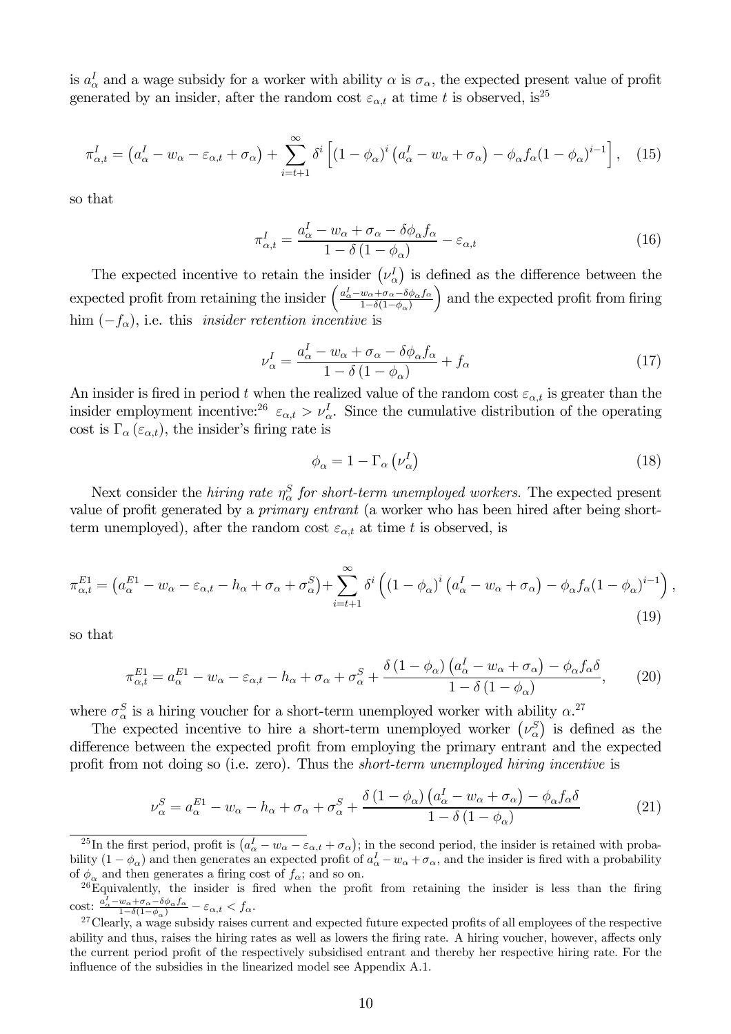is $a^I_\alpha$ and a wage subsidy for a worker with ability $\alpha$ is $\sigma_\alpha$, the expected present value of profit generated by an insider, after the random cost $\varepsilon_{\alpha,t}$ at time $t$ is observed, is[25]

$$\pi^I_{\alpha,t} = \left(a^I_\alpha - w_\alpha - \varepsilon_{\alpha,t} + \sigma_\alpha\right) + \sum_{i=t+1}^{\infty} \delta^i \left[(1-\phi_\alpha)^i \left(a^I_\alpha - w_\alpha + \sigma_\alpha\right) - \phi_\alpha f_\alpha (1-\phi_\alpha)^{i-1}\right], \quad (15)$$

so that

$$\pi^I_{\alpha,t} = \frac{a^I_\alpha - w_\alpha + \sigma_\alpha - \delta\phi_\alpha f_\alpha}{1-\delta\left(1-\phi_\alpha\right)} - \varepsilon_{\alpha,t} \quad (16)$$

The expected incentive to retain the insider $\left(\nu^I_\alpha\right)$ is defined as the difference between the expected profit from retaining the insider $\left(\frac{a^I_\alpha - w_\alpha + \sigma_\alpha - \delta\phi_\alpha f_\alpha}{1-\delta(1-\phi_\alpha)}\right)$ and the expected profit from firing him $(-f_\alpha)$, i.e. this *insider retention incentive* is

$$\nu^I_\alpha = \frac{a^I_\alpha - w_\alpha + \sigma_\alpha - \delta\phi_\alpha f_\alpha}{1-\delta\left(1-\phi_\alpha\right)} + f_\alpha \quad (17)$$

An insider is fired in period $t$ when the realized value of the random cost $\varepsilon_{\alpha,t}$ is greater than the insider employment incentive:[26] $\varepsilon_{\alpha,t} > \nu^I_\alpha$. Since the cumulative distribution of the operating cost is $\Gamma_\alpha\left(\varepsilon_{\alpha,t}\right)$, the insider's firing rate is

$$\phi_\alpha = 1 - \Gamma_\alpha\left(\nu^I_\alpha\right) \quad (18)$$

Next consider the *hiring rate $\eta^S_\alpha$ for short-term unemployed workers*. The expected present value of profit generated by a *primary entrant* (a worker who has been hired after being short-term unemployed), after the random cost $\varepsilon_{\alpha,t}$ at time $t$ is observed, is

$$\pi^{E1}_{\alpha,t} = \left(a^{E1}_\alpha - w_\alpha - \varepsilon_{\alpha,t} - h_\alpha + \sigma_\alpha + \sigma^S_\alpha\right) + \sum_{i=t+1}^{\infty} \delta^i \left((1-\phi_\alpha)^i \left(a^I_\alpha - w_\alpha + \sigma_\alpha\right) - \phi_\alpha f_\alpha (1-\phi_\alpha)^{i-1}\right), \quad (19)$$

so that

$$\pi^{E1}_{\alpha,t} = a^{E1}_\alpha - w_\alpha - \varepsilon_{\alpha,t} - h_\alpha + \sigma_\alpha + \sigma^S_\alpha + \frac{\delta\left(1-\phi_\alpha\right)\left(a^I_\alpha - w_\alpha + \sigma_\alpha\right) - \phi_\alpha f_\alpha \delta}{1-\delta\left(1-\phi_\alpha\right)}, \quad (20)$$

where $\sigma^S_\alpha$ is a hiring voucher for a short-term unemployed worker with ability $\alpha$.[27]

The expected incentive to hire a short-term unemployed worker $\left(\nu^S_\alpha\right)$ is defined as the difference between the expected profit from employing the primary entrant and the expected profit from not doing so (i.e. zero). Thus the *short-term unemployed hiring incentive* is

$$\nu^S_\alpha = a^{E1}_\alpha - w_\alpha - h_\alpha + \sigma_\alpha + \sigma^S_\alpha + \frac{\delta\left(1-\phi_\alpha\right)\left(a^I_\alpha - w_\alpha + \sigma_\alpha\right) - \phi_\alpha f_\alpha \delta}{1-\delta\left(1-\phi_\alpha\right)} \quad (21)$$

---

[25] In the first period, profit is $\left(a^I_\alpha - w_\alpha - \varepsilon_{\alpha,t} + \sigma_\alpha\right)$; in the second period, the insider is retained with probability $\left(1-\phi_\alpha\right)$ and then generates an expected profit of $a^I_\alpha - w_\alpha + \sigma_\alpha$, and the insider is fired with a probability of $\phi_\alpha$ and then generates a firing cost of $f_\alpha$; and so on.

[26] Equivalently, the insider is fired when the profit from retaining the insider is less than the firing cost: $\frac{a^I_\alpha - w_\alpha + \sigma_\alpha - \delta\phi_\alpha f_\alpha}{1-\delta(1-\phi_\alpha)} - \varepsilon_{\alpha,t} < f_\alpha$.

[27] Clearly, a wage subsidy raises current and expected future expected profits of all employees of the respective ability and thus, raises the hiring rates as well as lowers the firing rate. A hiring voucher, however, affects only the current period profit of the respectively subsidised entrant and thereby her respective hiring rate. For the influence of the subsidies in the linearized model see Appendix A.1.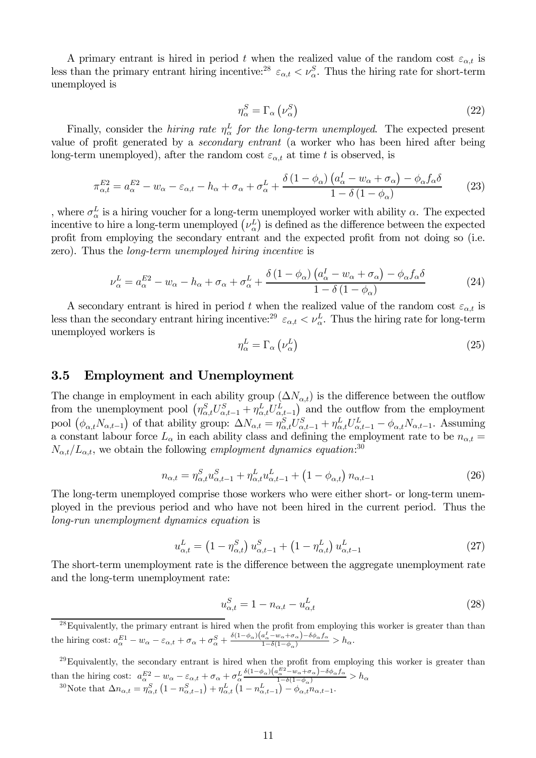A primary entrant is hired in period $t$ when the realized value of the random cost $\varepsilon_{\alpha,t}$ is less than the primary entrant hiring incentive:[28] $\varepsilon_{\alpha,t} < \nu_{\alpha}^{S}$. Thus the hiring rate for short-term unemployed is

$$\eta_{\alpha}^{S} = \Gamma_{\alpha}\left(\nu_{\alpha}^{S}\right) \tag{22}$$

Finally, consider the *hiring rate $\eta_{\alpha}^{L}$ for the long-term unemployed*. The expected present value of profit generated by a *secondary entrant* (a worker who has been hired after being long-term unemployed), after the random cost $\varepsilon_{\alpha,t}$ at time $t$ is observed, is

$$\pi_{\alpha,t}^{E2} = a_{\alpha}^{E2} - w_{\alpha} - \varepsilon_{\alpha,t} - h_{\alpha} + \sigma_{\alpha} + \sigma_{\alpha}^{L} + \frac{\delta\left(1-\phi_{\alpha}\right)\left(a_{\alpha}^{I} - w_{\alpha} + \sigma_{\alpha}\right) - \phi_{\alpha} f_{\alpha}\delta}{1-\delta\left(1-\phi_{\alpha}\right)} \tag{23}$$

, where $\sigma_{\alpha}^{L}$ is a hiring voucher for a long-term unemployed worker with ability $\alpha$. The expected incentive to hire a long-term unemployed $\left(\nu_{\alpha}^{L}\right)$ is defined as the difference between the expected profit from employing the secondary entrant and the expected profit from not doing so (i.e. zero). Thus the *long-term unemployed hiring incentive* is

$$\nu_{\alpha}^{L} = a_{\alpha}^{E2} - w_{\alpha} - h_{\alpha} + \sigma_{\alpha} + \sigma_{\alpha}^{L} + \frac{\delta\left(1-\phi_{\alpha}\right)\left(a_{\alpha}^{I} - w_{\alpha} + \sigma_{\alpha}\right) - \phi_{\alpha} f_{\alpha}\delta}{1-\delta\left(1-\phi_{\alpha}\right)} \tag{24}$$

A secondary entrant is hired in period $t$ when the realized value of the random cost $\varepsilon_{\alpha,t}$ is less than the secondary entrant hiring incentive:[29] $\varepsilon_{\alpha,t} < \nu_{\alpha}^{L}$. Thus the hiring rate for long-term unemployed workers is

$$\eta_{\alpha}^{L} = \Gamma_{\alpha}\left(\nu_{\alpha}^{L}\right) \tag{25}$$

## 3.5 Employment and Unemployment

The change in employment in each ability group $(\Delta N_{\alpha,t})$ is the difference between the outflow from the unemployment pool $\left(\eta_{\alpha,t}^{S} U_{\alpha,t-1}^{S} + \eta_{\alpha,t}^{L} U_{\alpha,t-1}^{L}\right)$ and the outflow from the employment pool $\left(\phi_{\alpha,t} N_{\alpha,t-1}\right)$ of that ability group: $\Delta N_{\alpha,t} = \eta_{\alpha,t}^{S} U_{\alpha,t-1}^{S} + \eta_{\alpha,t}^{L} U_{\alpha,t-1}^{L} - \phi_{\alpha,t} N_{\alpha,t-1}$. Assuming a constant labour force $L_{\alpha}$ in each ability class and defining the employment rate to be $n_{\alpha,t} = N_{\alpha,t}/L_{\alpha,t}$, we obtain the following *employment dynamics equation*:[30]

$$n_{\alpha,t} = \eta_{\alpha,t}^{S} u_{\alpha,t-1}^{S} + \eta_{\alpha,t}^{L} u_{\alpha,t-1}^{L} + \left(1-\phi_{\alpha,t}\right) n_{\alpha,t-1} \tag{26}$$

The long-term unemployed comprise those workers who were either short- or long-term unemployed in the previous period and who have not been hired in the current period. Thus the *long-run unemployment dynamics equation* is

$$u_{\alpha,t}^{L} = \left(1-\eta_{\alpha,t}^{S}\right) u_{\alpha,t-1}^{S} + \left(1-\eta_{\alpha,t}^{L}\right) u_{\alpha,t-1}^{L} \tag{27}$$

The short-term unemployment rate is the difference between the aggregate unemployment rate and the long-term unemployment rate:

$$u_{\alpha,t}^{S} = 1 - n_{\alpha,t} - u_{\alpha,t}^{L} \tag{28}$$

---

[28] Equivalently, the primary entrant is hired when the profit from employing this worker is greater than than the hiring cost: $a_{\alpha}^{E1} - w_{\alpha} - \varepsilon_{\alpha,t} + \sigma_{\alpha} + \sigma_{\alpha}^{S} + \frac{\delta(1-\phi_{\alpha})\left(a_{\alpha}^{I} - w_{\alpha} + \sigma_{\alpha}\right) - \delta\phi_{\alpha} f_{\alpha}}{1-\delta(1-\phi_{\alpha})} > h_{\alpha}$.

[29] Equivalently, the secondary entrant is hired when the profit from employing this worker is greater than than the hiring cost: $a_{\alpha}^{E2} - w_{\alpha} - \varepsilon_{\alpha,t} + \sigma_{\alpha} + \sigma_{\alpha}^{L} \frac{\delta(1-\phi_{\alpha})\left(a_{\alpha}^{E2} - w_{\alpha} + \sigma_{\alpha}\right) - \delta\phi_{\alpha} f_{\alpha}}{1-\delta(1-\phi_{\alpha})} > h_{\alpha}$

[30] Note that $\Delta n_{\alpha,t} = \eta_{\alpha,t}^{S}\left(1 - n_{\alpha,t-1}^{S}\right) + \eta_{\alpha,t}^{L}\left(1 - n_{\alpha,t-1}^{L}\right) - \phi_{\alpha,t} n_{\alpha,t-1}$.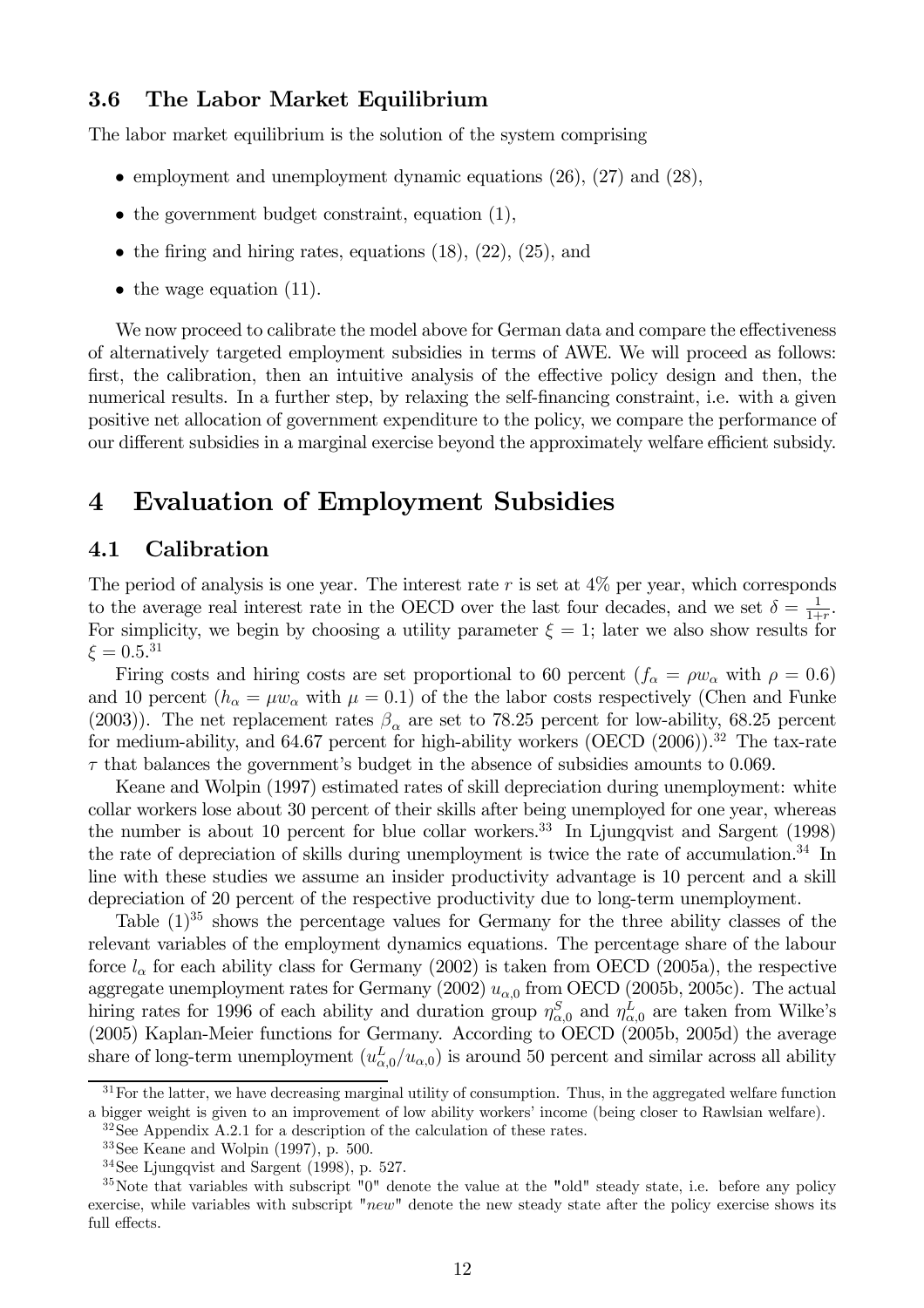### 3.6 The Labor Market Equilibrium

The labor market equilibrium is the solution of the system comprising

- employment and unemployment dynamic equations (26), (27) and (28),
- the government budget constraint, equation (1),
- the firing and hiring rates, equations (18), (22), (25), and
- the wage equation (11).

We now proceed to calibrate the model above for German data and compare the effectiveness of alternatively targeted employment subsidies in terms of AWE. We will proceed as follows: first, the calibration, then an intuitive analysis of the effective policy design and then, the numerical results. In a further step, by relaxing the self-financing constraint, i.e. with a given positive net allocation of government expenditure to the policy, we compare the performance of our different subsidies in a marginal exercise beyond the approximately welfare efficient subsidy.

# 4 Evaluation of Employment Subsidies

## 4.1 Calibration

The period of analysis is one year. The interest rate $r$ is set at 4% per year, which corresponds to the average real interest rate in the OECD over the last four decades, and we set $\delta = \frac{1}{1+r}$. For simplicity, we begin by choosing a utility parameter $\xi = 1$; later we also show results for $\xi = 0.5$.[31]

Firing costs and hiring costs are set proportional to 60 percent ($f_\alpha = \rho w_\alpha$ with $\rho = 0.6$) and 10 percent ($h_\alpha = \mu w_\alpha$ with $\mu = 0.1$) of the the labor costs respectively (Chen and Funke (2003)). The net replacement rates $\beta_\alpha$ are set to 78.25 percent for low-ability, 68.25 percent for medium-ability, and 64.67 percent for high-ability workers (OECD (2006)).[32] The tax-rate $\tau$ that balances the government's budget in the absence of subsidies amounts to 0.069.

Keane and Wolpin (1997) estimated rates of skill depreciation during unemployment: white collar workers lose about 30 percent of their skills after being unemployed for one year, whereas the number is about 10 percent for blue collar workers.[33] In Ljungqvist and Sargent (1998) the rate of depreciation of skills during unemployment is twice the rate of accumulation.[34] In line with these studies we assume an insider productivity advantage is 10 percent and a skill depreciation of 20 percent of the respective productivity due to long-term unemployment.

Table (1)[35] shows the percentage values for Germany for the three ability classes of the relevant variables of the employment dynamics equations. The percentage share of the labour force $l_\alpha$ for each ability class for Germany (2002) is taken from OECD (2005a), the respective aggregate unemployment rates for Germany (2002) $u_{\alpha,0}$ from OECD (2005b, 2005c). The actual hiring rates for 1996 of each ability and duration group $\eta^S_{\alpha,0}$ and $\eta^L_{\alpha,0}$ are taken from Wilke's (2005) Kaplan-Meier functions for Germany. According to OECD (2005b, 2005d) the average share of long-term unemployment ($u^L_{\alpha,0}/u_{\alpha,0}$) is around 50 percent and similar across all ability

[31] For the latter, we have decreasing marginal utility of consumption. Thus, in the aggregated welfare function a bigger weight is given to an improvement of low ability workers' income (being closer to Rawlsian welfare).

[32] See Appendix A.2.1 for a description of the calculation of these rates.

[33] See Keane and Wolpin (1997), p. 500.

[34] See Ljungqvist and Sargent (1998), p. 527.

[35] Note that variables with subscript "0" denote the value at the "old" steady state, i.e. before any policy exercise, while variables with subscript "*new*" denote the new steady state after the policy exercise shows its full effects.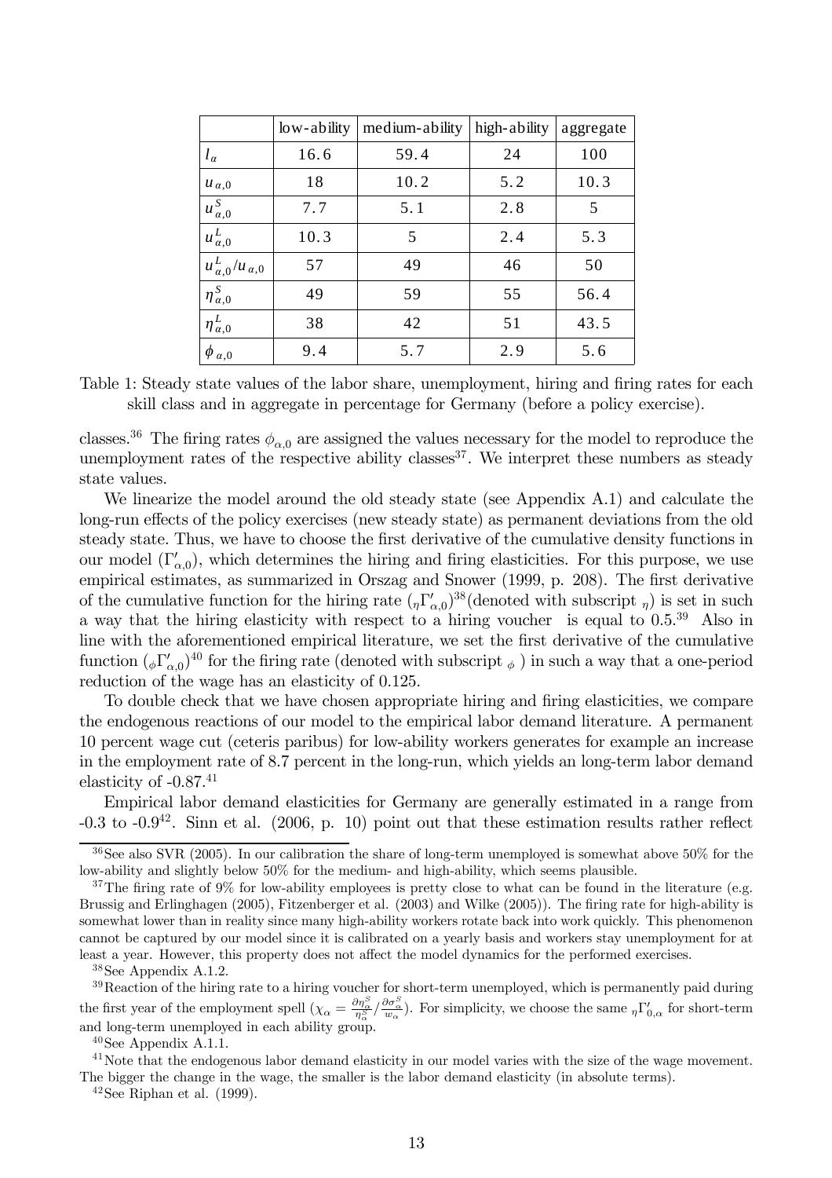| | low-ability | medium-ability | high-ability | aggregate |
|---|---|---|---|---|
| $l_\alpha$ | 16.6 | 59.4 | 24 | 100 |
| $u_{\alpha,0}$ | 18 | 10.2 | 5.2 | 10.3 |
| $u^S_{\alpha,0}$ | 7.7 | 5.1 | 2.8 | 5 |
| $u^L_{\alpha,0}$ | 10.3 | 5 | 2.4 | 5.3 |
| $u^L_{\alpha,0}/u_{\alpha,0}$ | 57 | 49 | 46 | 50 |
| $\eta^S_{\alpha,0}$ | 49 | 59 | 55 | 56.4 |
| $\eta^L_{\alpha,0}$ | 38 | 42 | 51 | 43.5 |
| $\phi_{\alpha,0}$ | 9.4 | 5.7 | 2.9 | 5.6 |

Table 1: Steady state values of the labor share, unemployment, hiring and firing rates for each skill class and in aggregate in percentage for Germany (before a policy exercise).

classes.[36] The firing rates $\phi_{\alpha,0}$ are assigned the values necessary for the model to reproduce the unemployment rates of the respective ability classes[37]. We interpret these numbers as steady state values.

We linearize the model around the old steady state (see Appendix A.1) and calculate the long-run effects of the policy exercises (new steady state) as permanent deviations from the old steady state. Thus, we have to choose the first derivative of the cumulative density functions in our model ($\Gamma'_{\alpha,0}$), which determines the hiring and firing elasticities. For this purpose, we use empirical estimates, as summarized in Orszag and Snower (1999, p. 208). The first derivative of the cumulative function for the hiring rate $({}_\eta\Gamma'_{\alpha,0})$[38](denoted with subscript $_\eta$) is set in such a way that the hiring elasticity with respect to a hiring voucher is equal to 0.5.[39] Also in line with the aforementioned empirical literature, we set the first derivative of the cumulative function $({}_\phi\Gamma'_{\alpha,0})$[40] for the firing rate (denoted with subscript $_\phi$ ) in such a way that a one-period reduction of the wage has an elasticity of 0.125.

To double check that we have chosen appropriate hiring and firing elasticities, we compare the endogenous reactions of our model to the empirical labor demand literature. A permanent 10 percent wage cut (ceteris paribus) for low-ability workers generates for example an increase in the employment rate of 8.7 percent in the long-run, which yields an long-term labor demand elasticity of -0.87.[41]

Empirical labor demand elasticities for Germany are generally estimated in a range from -0.3 to -0.9[42]. Sinn et al. (2006, p. 10) point out that these estimation results rather reflect

[36] See also SVR (2005). In our calibration the share of long-term unemployed is somewhat above 50% for the low-ability and slightly below 50% for the medium- and high-ability, which seems plausible.

[37] The firing rate of 9% for low-ability employees is pretty close to what can be found in the literature (e.g. Brussig and Erlinghagen (2005), Fitzenberger et al. (2003) and Wilke (2005)). The firing rate for high-ability is somewhat lower than in reality since many high-ability workers rotate back into work quickly. This phenomenon cannot be captured by our model since it is calibrated on a yearly basis and workers stay unemployment for at least a year. However, this property does not affect the model dynamics for the performed exercises.

[38] See Appendix A.1.2.

[39] Reaction of the hiring rate to a hiring voucher for short-term unemployed, which is permanently paid during the first year of the employment spell ($\chi_\alpha = \frac{\partial\eta^S_\alpha}{\eta^S_\alpha} / \frac{\partial\sigma^S_\alpha}{w_\alpha}$). For simplicity, we choose the same ${}_\eta\Gamma'_{0,\alpha}$ for short-term and long-term unemployed in each ability group.

[40] See Appendix A.1.1.

[41] Note that the endogenous labor demand elasticity in our model varies with the size of the wage movement. The bigger the change in the wage, the smaller is the labor demand elasticity (in absolute terms).

[42] See Riphan et al. (1999).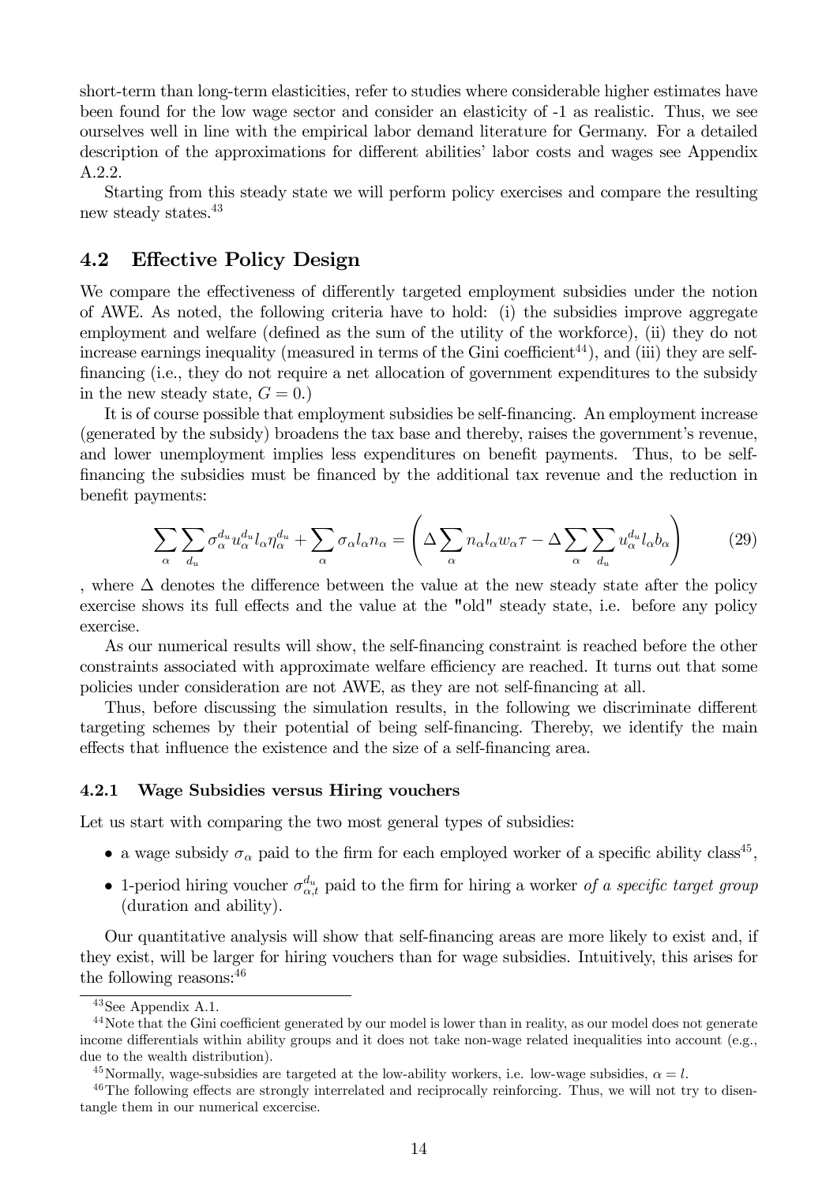short-term than long-term elasticities, refer to studies where considerable higher estimates have been found for the low wage sector and consider an elasticity of -1 as realistic. Thus, we see ourselves well in line with the empirical labor demand literature for Germany. For a detailed description of the approximations for different abilities' labor costs and wages see Appendix A.2.2.

Starting from this steady state we will perform policy exercises and compare the resulting new steady states.[43]

## 4.2 Effective Policy Design

We compare the effectiveness of differently targeted employment subsidies under the notion of AWE. As noted, the following criteria have to hold: (i) the subsidies improve aggregate employment and welfare (defined as the sum of the utility of the workforce), (ii) they do not increase earnings inequality (measured in terms of the Gini coefficient[44]), and (iii) they are self-financing (i.e., they do not require a net allocation of government expenditures to the subsidy in the new steady state, $G = 0$.)

It is of course possible that employment subsidies be self-financing. An employment increase (generated by the subsidy) broadens the tax base and thereby, raises the government's revenue, and lower unemployment implies less expenditures on benefit payments. Thus, to be self-financing the subsidies must be financed by the additional tax revenue and the reduction in benefit payments:

$$\sum_{\alpha}\sum_{d_u}\sigma_{\alpha}^{d_u}u_{\alpha}^{d_u}l_{\alpha}\eta_{\alpha}^{d_u}+\sum_{\alpha}\sigma_{\alpha}l_{\alpha}n_{\alpha}=\left(\Delta\sum_{\alpha}n_{\alpha}l_{\alpha}w_{\alpha}\tau-\Delta\sum_{\alpha}\sum_{d_u}u_{\alpha}^{d_u}l_{\alpha}b_{\alpha}\right)\tag{29}$$

, where $\Delta$ denotes the difference between the value at the new steady state after the policy exercise shows its full effects and the value at the "old" steady state, i.e. before any policy exercise.

As our numerical results will show, the self-financing constraint is reached before the other constraints associated with approximate welfare efficiency are reached. It turns out that some policies under consideration are not AWE, as they are not self-financing at all.

Thus, before discussing the simulation results, in the following we discriminate different targeting schemes by their potential of being self-financing. Thereby, we identify the main effects that influence the existence and the size of a self-financing area.

### 4.2.1 Wage Subsidies versus Hiring vouchers

Let us start with comparing the two most general types of subsidies:

- a wage subsidy $\sigma_{\alpha}$ paid to the firm for each employed worker of a specific ability class[45],
- 1-period hiring voucher $\sigma_{\alpha,t}^{d_u}$ paid to the firm for hiring a worker *of a specific target group* (duration and ability).

Our quantitative analysis will show that self-financing areas are more likely to exist and, if they exist, will be larger for hiring vouchers than for wage subsidies. Intuitively, this arises for the following reasons:[46]

---

[43] See Appendix A.1.

[44] Note that the Gini coefficient generated by our model is lower than in reality, as our model does not generate income differentials within ability groups and it does not take non-wage related inequalities into account (e.g., due to the wealth distribution).

[45] Normally, wage-subsidies are targeted at the low-ability workers, i.e. low-wage subsidies, $\alpha = l$.

[46] The following effects are strongly interrelated and reciprocally reinforcing. Thus, we will not try to disentangle them in our numerical excercise.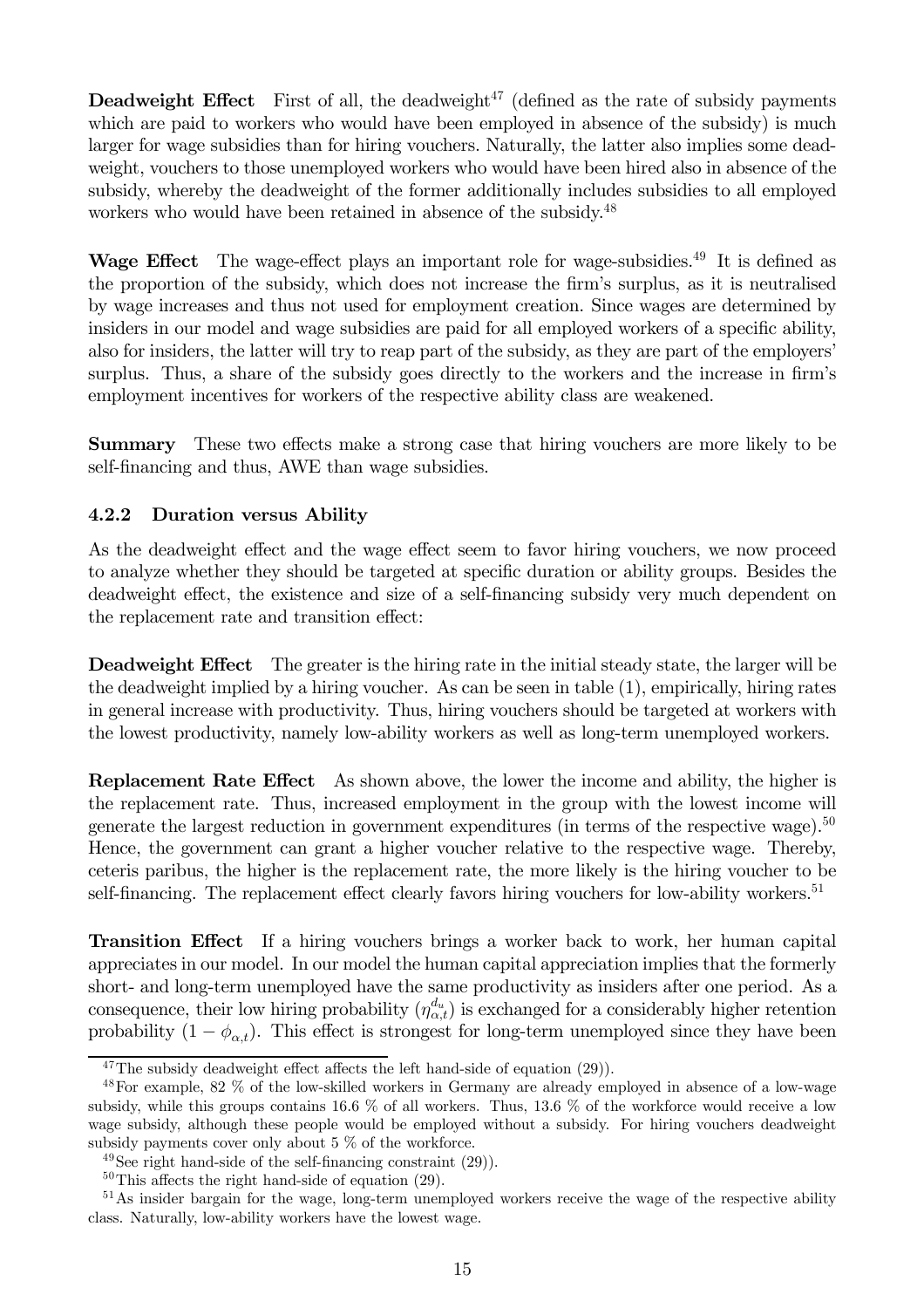**Deadweight Effect** First of all, the deadweight[47] (defined as the rate of subsidy payments which are paid to workers who would have been employed in absence of the subsidy) is much larger for wage subsidies than for hiring vouchers. Naturally, the latter also implies some deadweight, vouchers to those unemployed workers who would have been hired also in absence of the subsidy, whereby the deadweight of the former additionally includes subsidies to all employed workers who would have been retained in absence of the subsidy.[48]

**Wage Effect** The wage-effect plays an important role for wage-subsidies.[49] It is defined as the proportion of the subsidy, which does not increase the firm's surplus, as it is neutralised by wage increases and thus not used for employment creation. Since wages are determined by insiders in our model and wage subsidies are paid for all employed workers of a specific ability, also for insiders, the latter will try to reap part of the subsidy, as they are part of the employers' surplus. Thus, a share of the subsidy goes directly to the workers and the increase in firm's employment incentives for workers of the respective ability class are weakened.

**Summary** These two effects make a strong case that hiring vouchers are more likely to be self-financing and thus, AWE than wage subsidies.

### 4.2.2 Duration versus Ability

As the deadweight effect and the wage effect seem to favor hiring vouchers, we now proceed to analyze whether they should be targeted at specific duration or ability groups. Besides the deadweight effect, the existence and size of a self-financing subsidy very much dependent on the replacement rate and transition effect:

**Deadweight Effect** The greater is the hiring rate in the initial steady state, the larger will be the deadweight implied by a hiring voucher. As can be seen in table (1), empirically, hiring rates in general increase with productivity. Thus, hiring vouchers should be targeted at workers with the lowest productivity, namely low-ability workers as well as long-term unemployed workers.

**Replacement Rate Effect** As shown above, the lower the income and ability, the higher is the replacement rate. Thus, increased employment in the group with the lowest income will generate the largest reduction in government expenditures (in terms of the respective wage).[50] Hence, the government can grant a higher voucher relative to the respective wage. Thereby, ceteris paribus, the higher is the replacement rate, the more likely is the hiring voucher to be self-financing. The replacement effect clearly favors hiring vouchers for low-ability workers.[51]

**Transition Effect** If a hiring vouchers brings a worker back to work, her human capital appreciates in our model. In our model the human capital appreciation implies that the formerly short- and long-term unemployed have the same productivity as insiders after one period. As a consequence, their low hiring probability ($\eta_{\alpha,t}^{d_u}$) is exchanged for a considerably higher retention probability ($1 - \phi_{\alpha,t}$). This effect is strongest for long-term unemployed since they have been

---

[47] The subsidy deadweight effect affects the left hand-side of equation (29)).

[48] For example, 82 % of the low-skilled workers in Germany are already employed in absence of a low-wage subsidy, while this groups contains 16.6 % of all workers. Thus, 13.6 % of the workforce would receive a low wage subsidy, although these people would be employed without a subsidy. For hiring vouchers deadweight subsidy payments cover only about 5 % of the workforce.

[49] See right hand-side of the self-financing constraint (29)).

[50] This affects the right hand-side of equation (29).

[51] As insider bargain for the wage, long-term unemployed workers receive the wage of the respective ability class. Naturally, low-ability workers have the lowest wage.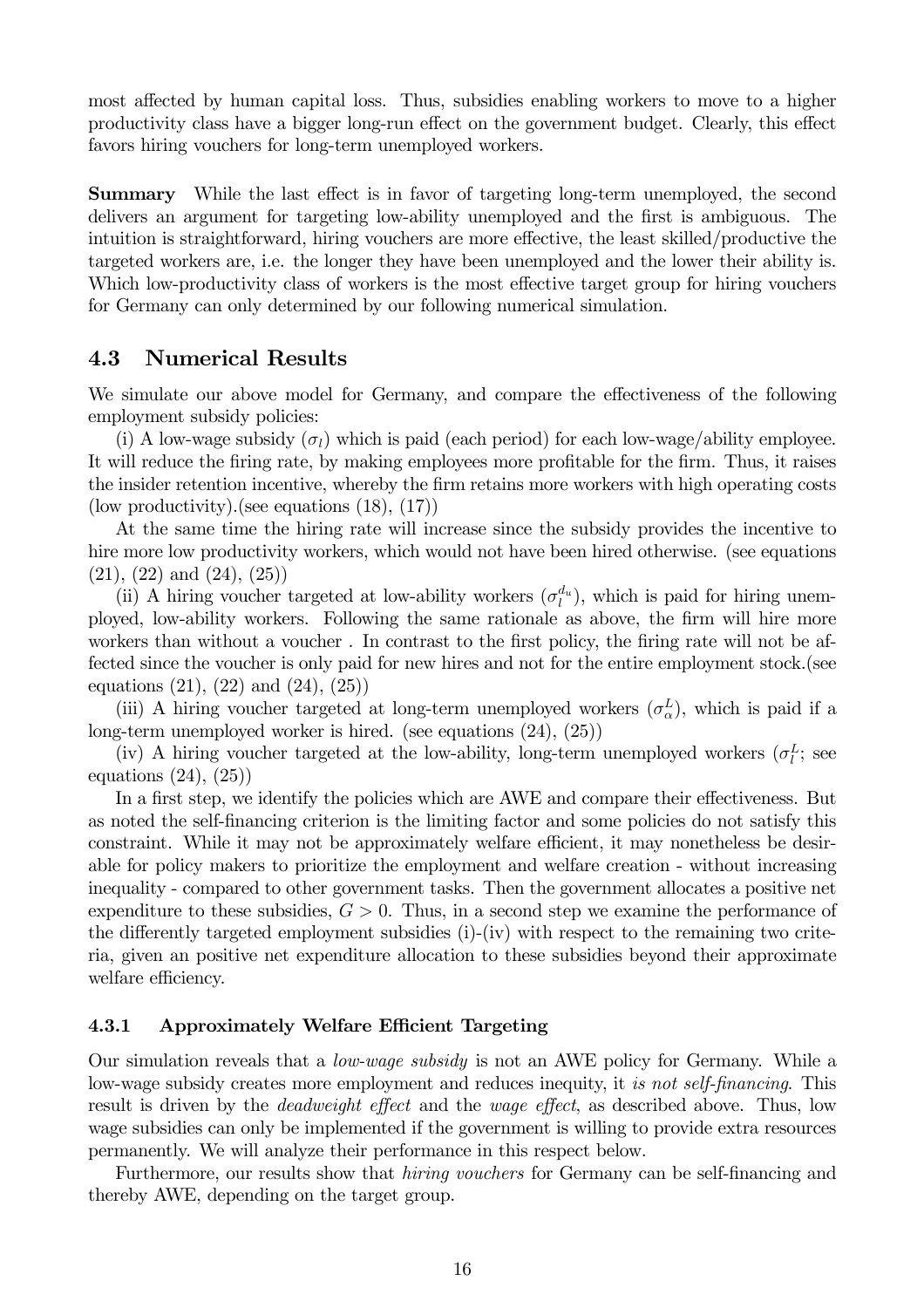most affected by human capital loss. Thus, subsidies enabling workers to move to a higher productivity class have a bigger long-run effect on the government budget. Clearly, this effect favors hiring vouchers for long-term unemployed workers.

**Summary** While the last effect is in favor of targeting long-term unemployed, the second delivers an argument for targeting low-ability unemployed and the first is ambiguous. The intuition is straightforward, hiring vouchers are more effective, the least skilled/productive the targeted workers are, i.e. the longer they have been unemployed and the lower their ability is. Which low-productivity class of workers is the most effective target group for hiring vouchers for Germany can only determined by our following numerical simulation.

## 4.3 Numerical Results

We simulate our above model for Germany, and compare the effectiveness of the following employment subsidy policies:

(i) A low-wage subsidy ($\sigma_l$) which is paid (each period) for each low-wage/ability employee. It will reduce the firing rate, by making employees more profitable for the firm. Thus, it raises the insider retention incentive, whereby the firm retains more workers with high operating costs (low productivity).(see equations (18), (17))

At the same time the hiring rate will increase since the subsidy provides the incentive to hire more low productivity workers, which would not have been hired otherwise. (see equations (21), (22) and (24), (25))

(ii) A hiring voucher targeted at low-ability workers ($\sigma_l^{d_u}$), which is paid for hiring unemployed, low-ability workers. Following the same rationale as above, the firm will hire more workers than without a voucher . In contrast to the first policy, the firing rate will not be affected since the voucher is only paid for new hires and not for the entire employment stock.(see equations (21), (22) and (24), (25))

(iii) A hiring voucher targeted at long-term unemployed workers ($\sigma_\alpha^L$), which is paid if a long-term unemployed worker is hired. (see equations (24), (25))

(iv) A hiring voucher targeted at the low-ability, long-term unemployed workers ($\sigma_l^L$; see equations (24), (25))

In a first step, we identify the policies which are AWE and compare their effectiveness. But as noted the self-financing criterion is the limiting factor and some policies do not satisfy this constraint. While it may not be approximately welfare efficient, it may nonetheless be desirable for policy makers to prioritize the employment and welfare creation - without increasing inequality - compared to other government tasks. Then the government allocates a positive net expenditure to these subsidies, $G > 0$. Thus, in a second step we examine the performance of the differently targeted employment subsidies (i)-(iv) with respect to the remaining two criteria, given an positive net expenditure allocation to these subsidies beyond their approximate welfare efficiency.

### 4.3.1 Approximately Welfare Efficient Targeting

Our simulation reveals that a *low-wage subsidy* is not an AWE policy for Germany. While a low-wage subsidy creates more employment and reduces inequity, it *is not self-financing*. This result is driven by the *deadweight effect* and the *wage effect*, as described above. Thus, low wage subsidies can only be implemented if the government is willing to provide extra resources permanently. We will analyze their performance in this respect below.

Furthermore, our results show that *hiring vouchers* for Germany can be self-financing and thereby AWE, depending on the target group.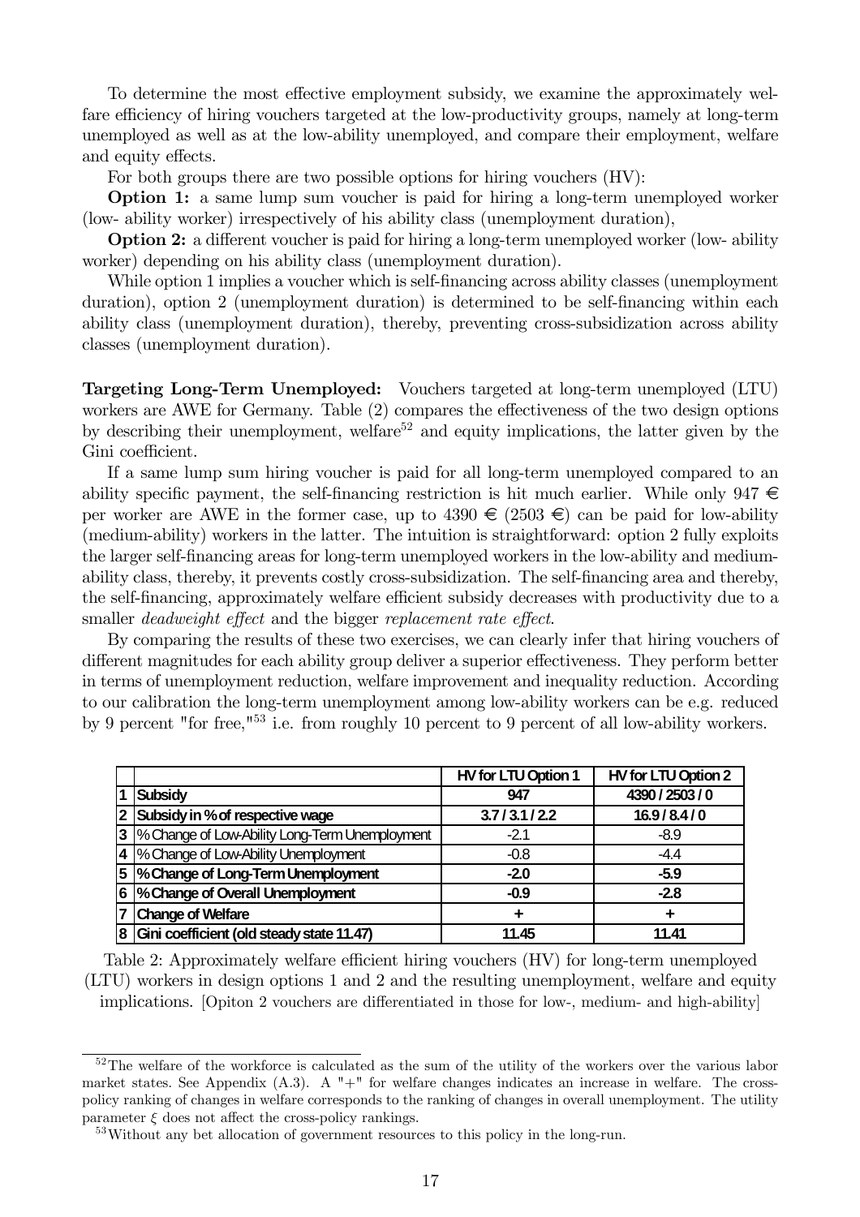To determine the most effective employment subsidy, we examine the approximately welfare efficiency of hiring vouchers targeted at the low-productivity groups, namely at long-term unemployed as well as at the low-ability unemployed, and compare their employment, welfare and equity effects.

For both groups there are two possible options for hiring vouchers (HV):

**Option 1:** a same lump sum voucher is paid for hiring a long-term unemployed worker (low- ability worker) irrespectively of his ability class (unemployment duration),

**Option 2:** a different voucher is paid for hiring a long-term unemployed worker (low- ability worker) depending on his ability class (unemployment duration).

While option 1 implies a voucher which is self-financing across ability classes (unemployment duration), option 2 (unemployment duration) is determined to be self-financing within each ability class (unemployment duration), thereby, preventing cross-subsidization across ability classes (unemployment duration).

**Targeting Long-Term Unemployed:** Vouchers targeted at long-term unemployed (LTU) workers are AWE for Germany. Table (2) compares the effectiveness of the two design options by describing their unemployment, welfare[52] and equity implications, the latter given by the Gini coefficient.

If a same lump sum hiring voucher is paid for all long-term unemployed compared to an ability specific payment, the self-financing restriction is hit much earlier. While only 947 € per worker are AWE in the former case, up to 4390 € (2503 €) can be paid for low-ability (medium-ability) workers in the latter. The intuition is straightforward: option 2 fully exploits the larger self-financing areas for long-term unemployed workers in the low-ability and medium-ability class, thereby, it prevents costly cross-subsidization. The self-financing area and thereby, the self-financing, approximately welfare efficient subsidy decreases with productivity due to a smaller *deadweight effect* and the bigger *replacement rate effect*.

By comparing the results of these two exercises, we can clearly infer that hiring vouchers of different magnitudes for each ability group deliver a superior effectiveness. They perform better in terms of unemployment reduction, welfare improvement and inequality reduction. According to our calibration the long-term unemployment among low-ability workers can be e.g. reduced by 9 percent "for free,"[53] i.e. from roughly 10 percent to 9 percent of all low-ability workers.

| | | HV for LTU Option 1 | HV for LTU Option 2 |
|---|---|---|---|
| 1 | **Subsidy** | **947** | **4390 / 2503 / 0** |
| 2 | **Subsidy in % of respective wage** | **3.7 / 3.1 / 2.2** | **16.9 / 8.4 / 0** |
| 3 | % Change of Low-Ability Long-Term Unemployment | -2.1 | -8.9 |
| 4 | % Change of Low-Ability Unemployment | -0.8 | -4.4 |
| 5 | **% Change of Long-Term Unemployment** | **-2.0** | **-5.9** |
| 6 | **% Change of Overall Unemployment** | **-0.9** | **-2.8** |
| 7 | **Change of Welfare** | **+** | **+** |
| 8 | **Gini coefficient (old steady state 11.47)** | **11.45** | **11.41** |

Table 2: Approximately welfare efficient hiring vouchers (HV) for long-term unemployed (LTU) workers in design options 1 and 2 and the resulting unemployment, welfare and equity implications. [Opiton 2 vouchers are differentiated in those for low-, medium- and high-ability]

[52] The welfare of the workforce is calculated as the sum of the utility of the workers over the various labor market states. See Appendix (A.3). A "+" for welfare changes indicates an increase in welfare. The cross-policy ranking of changes in welfare corresponds to the ranking of changes in overall unemployment. The utility parameter $\xi$ does not affect the cross-policy rankings.

[53] Without any bet allocation of government resources to this policy in the long-run.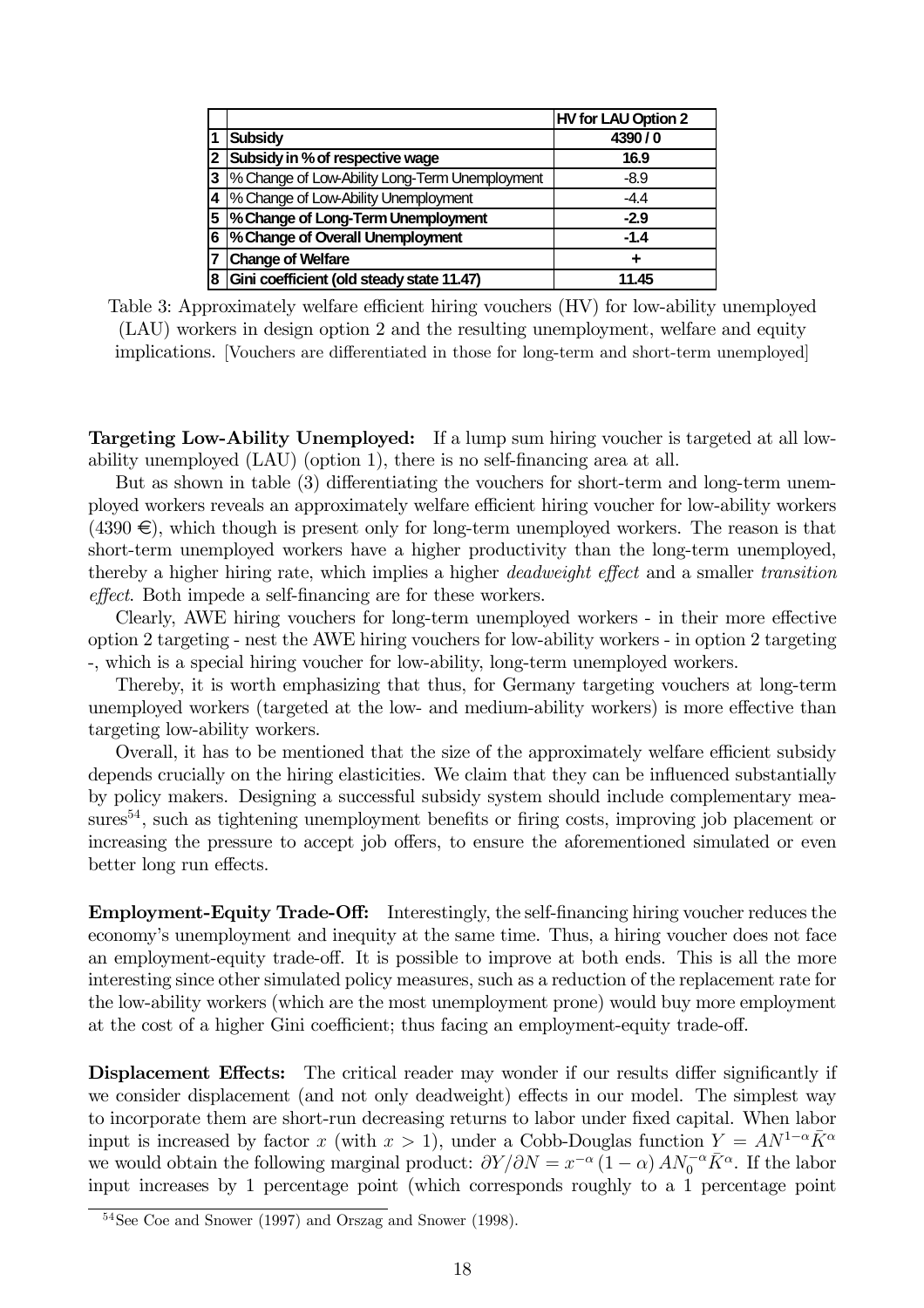| | | HV for LAU Option 2 |
|---|---|---|
| 1 | **Subsidy** | **4390 / 0** |
| 2 | **Subsidy in % of respective wage** | **16.9** |
| 3 | % Change of Low-Ability Long-Term Unemployment | -8.9 |
| 4 | % Change of Low-Ability Unemployment | -4.4 |
| 5 | **% Change of Long-Term Unemployment** | **-2.9** |
| 6 | **% Change of Overall Unemployment** | **-1.4** |
| 7 | **Change of Welfare** | **+** |
| 8 | **Gini coefficient (old steady state 11.47)** | **11.45** |

Table 3: Approximately welfare efficient hiring vouchers (HV) for low-ability unemployed (LAU) workers in design option 2 and the resulting unemployment, welfare and equity implications. [Vouchers are differentiated in those for long-term and short-term unemployed]

**Targeting Low-Ability Unemployed:** If a lump sum hiring voucher is targeted at all low-ability unemployed (LAU) (option 1), there is no self-financing area at all.

But as shown in table (3) differentiating the vouchers for short-term and long-term unemployed workers reveals an approximately welfare efficient hiring voucher for low-ability workers (4390 €), which though is present only for long-term unemployed workers. The reason is that short-term unemployed workers have a higher productivity than the long-term unemployed, thereby a higher hiring rate, which implies a higher *deadweight effect* and a smaller *transition effect*. Both impede a self-financing are for these workers.

Clearly, AWE hiring vouchers for long-term unemployed workers - in their more effective option 2 targeting - nest the AWE hiring vouchers for low-ability workers - in option 2 targeting -, which is a special hiring voucher for low-ability, long-term unemployed workers.

Thereby, it is worth emphasizing that thus, for Germany targeting vouchers at long-term unemployed workers (targeted at the low- and medium-ability workers) is more effective than targeting low-ability workers.

Overall, it has to be mentioned that the size of the approximately welfare efficient subsidy depends crucially on the hiring elasticities. We claim that they can be influenced substantially by policy makers. Designing a successful subsidy system should include complementary measures[54], such as tightening unemployment benefits or firing costs, improving job placement or increasing the pressure to accept job offers, to ensure the aforementioned simulated or even better long run effects.

**Employment-Equity Trade-Off:** Interestingly, the self-financing hiring voucher reduces the economy's unemployment and inequity at the same time. Thus, a hiring voucher does not face an employment-equity trade-off. It is possible to improve at both ends. This is all the more interesting since other simulated policy measures, such as a reduction of the replacement rate for the low-ability workers (which are the most unemployment prone) would buy more employment at the cost of a higher Gini coefficient; thus facing an employment-equity trade-off.

**Displacement Effects:** The critical reader may wonder if our results differ significantly if we consider displacement (and not only deadweight) effects in our model. The simplest way to incorporate them are short-run decreasing returns to labor under fixed capital. When labor input is increased by factor $x$ (with $x > 1$), under a Cobb-Douglas function $Y = AN^{1-\alpha}\bar{K}^{\alpha}$ we would obtain the following marginal product: $\partial Y/\partial N = x^{-\alpha}(1-\alpha)AN_0^{-\alpha}\bar{K}^{\alpha}$. If the labor input increases by 1 percentage point (which corresponds roughly to a 1 percentage point

[54] See Coe and Snower (1997) and Orszag and Snower (1998).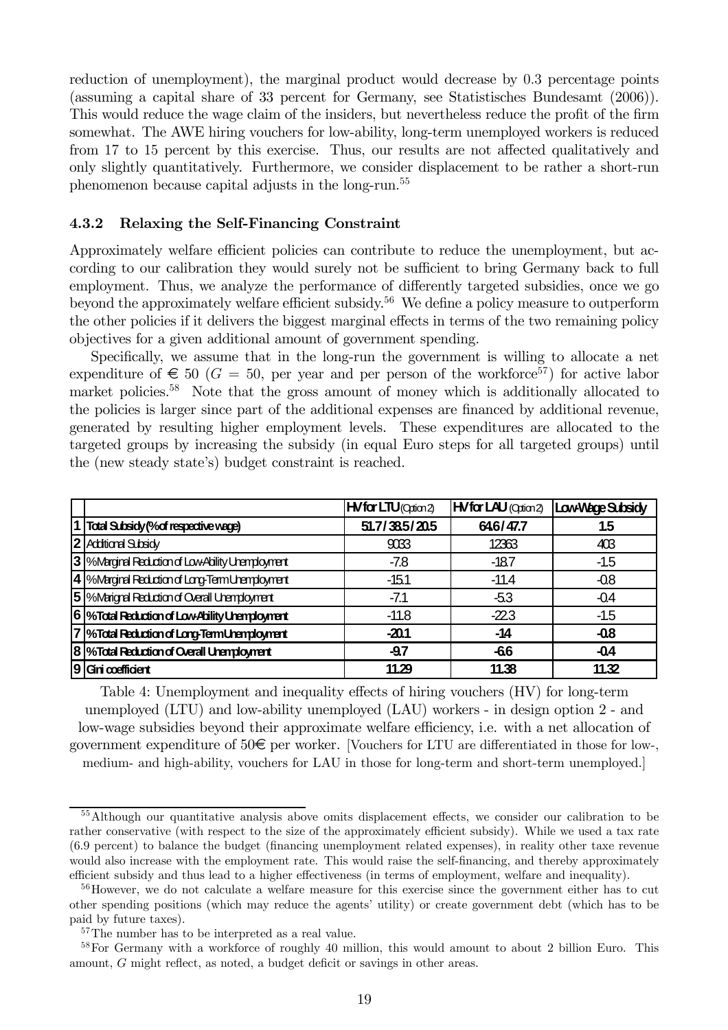reduction of unemployment), the marginal product would decrease by 0.3 percentage points (assuming a capital share of 33 percent for Germany, see Statistisches Bundesamt (2006)). This would reduce the wage claim of the insiders, but nevertheless reduce the profit of the firm somewhat. The AWE hiring vouchers for low-ability, long-term unemployed workers is reduced from 17 to 15 percent by this exercise. Thus, our results are not affected qualitatively and only slightly quantitatively. Furthermore, we consider displacement to be rather a short-run phenomenon because capital adjusts in the long-run.[55]

### 4.3.2 Relaxing the Self-Financing Constraint

Approximately welfare efficient policies can contribute to reduce the unemployment, but according to our calibration they would surely not be sufficient to bring Germany back to full employment. Thus, we analyze the performance of differently targeted subsidies, once we go beyond the approximately welfare efficient subsidy.[56] We define a policy measure to outperform the other policies if it delivers the biggest marginal effects in terms of the two remaining policy objectives for a given additional amount of government spending.

Specifically, we assume that in the long-run the government is willing to allocate a net expenditure of € 50 ($G = 50$, per year and per person of the workforce[57]) for active labor market policies.[58] Note that the gross amount of money which is additionally allocated to the policies is larger since part of the additional expenses are financed by additional revenue, generated by resulting higher employment levels. These expenditures are allocated to the targeted groups by increasing the subsidy (in equal Euro steps for all targeted groups) until the (new steady state's) budget constraint is reached.

| | | HV for LTU (Option 2) | HV for LAU (Option 2) | Low-Wage Subsidy |
|---|---|---|---|---|
| 1 | Total Subsidy (% of respective wage) | 51.7 / 38.5 / 20.5 | 64.6 / 47.7 | 1.5 |
| 2 | Additional Subsidy | 9033 | 12363 | 403 |
| 3 | % Marginal Reduction of Low-Ability Unemployment | -7.8 | -18.7 | -1.5 |
| 4 | % Marginal Reduction of Long-Term Unemployment | -15.1 | -11.4 | -0.8 |
| 5 | % Marignal Reduction of Overall Unemployment | -7.1 | -5.3 | -0.4 |
| 6 | **% Total Reduction of Low-Ability Unemployment** | -11.8 | -22.3 | -1.5 |
| 7 | **% Total Reduction of Long-Term Unemployment** | **-20.1** | **-14** | **-0.8** |
| 8 | **% Total Reduction of Overall Unemployment** | **-9.7** | **-6.6** | **-0.4** |
| 9 | **Gini coefficient** | **11.29** | **11.38** | **11.32** |

Table 4: Unemployment and inequality effects of hiring vouchers (HV) for long-term unemployed (LTU) and low-ability unemployed (LAU) workers - in design option 2 - and low-wage subsidies beyond their approximate welfare efficiency, i.e. with a net allocation of government expenditure of 50€ per worker. [Vouchers for LTU are differentiated in those for low-, medium- and high-ability, vouchers for LAU in those for long-term and short-term unemployed.]

---

[55] Although our quantitative analysis above omits displacement effects, we consider our calibration to be rather conservative (with respect to the size of the approximately efficient subsidy). While we used a tax rate (6.9 percent) to balance the budget (financing unemployment related expenses), in reality other taxe revenue would also increase with the employment rate. This would raise the self-financing, and thereby approximately efficient subsidy and thus lead to a higher effectiveness (in terms of employment, welfare and inequality).

[56] However, we do not calculate a welfare measure for this exercise since the government either has to cut other spending positions (which may reduce the agents' utility) or create government debt (which has to be paid by future taxes).

[57] The number has to be interpreted as a real value.

[58] For Germany with a workforce of roughly 40 million, this would amount to about 2 billion Euro. This amount, $G$ might reflect, as noted, a budget deficit or savings in other areas.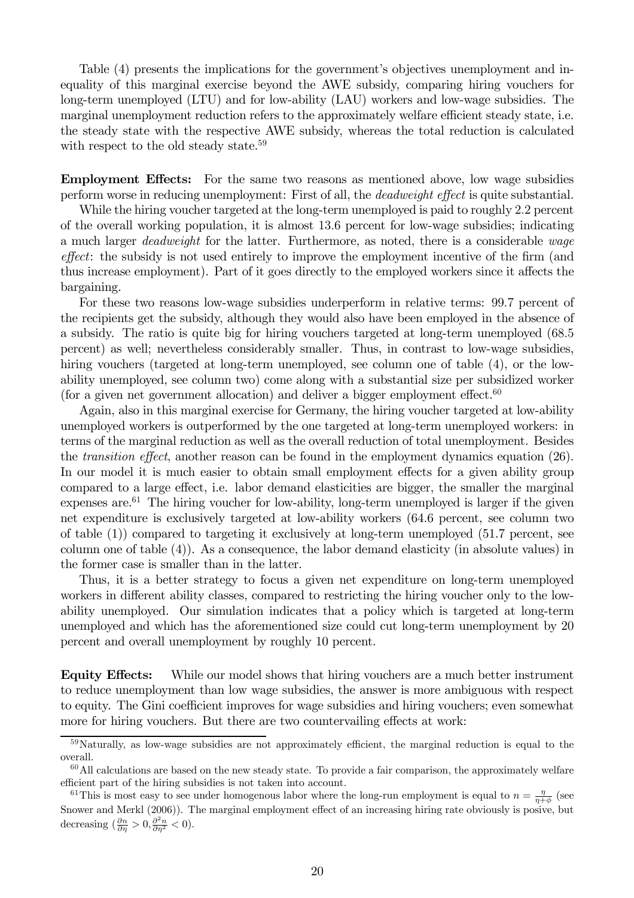Table (4) presents the implications for the government's objectives unemployment and inequality of this marginal exercise beyond the AWE subsidy, comparing hiring vouchers for long-term unemployed (LTU) and for low-ability (LAU) workers and low-wage subsidies. The marginal unemployment reduction refers to the approximately welfare efficient steady state, i.e. the steady state with the respective AWE subsidy, whereas the total reduction is calculated with respect to the old steady state.[59]

**Employment Effects:** For the same two reasons as mentioned above, low wage subsidies perform worse in reducing unemployment: First of all, the *deadweight effect* is quite substantial.

While the hiring voucher targeted at the long-term unemployed is paid to roughly 2.2 percent of the overall working population, it is almost 13.6 percent for low-wage subsidies; indicating a much larger *deadweight* for the latter. Furthermore, as noted, there is a considerable *wage effect*: the subsidy is not used entirely to improve the employment incentive of the firm (and thus increase employment). Part of it goes directly to the employed workers since it affects the bargaining.

For these two reasons low-wage subsidies underperform in relative terms: 99.7 percent of the recipients get the subsidy, although they would also have been employed in the absence of a subsidy. The ratio is quite big for hiring vouchers targeted at long-term unemployed (68.5 percent) as well; nevertheless considerably smaller. Thus, in contrast to low-wage subsidies, hiring vouchers (targeted at long-term unemployed, see column one of table (4), or the low-ability unemployed, see column two) come along with a substantial size per subsidized worker (for a given net government allocation) and deliver a bigger employment effect.[60]

Again, also in this marginal exercise for Germany, the hiring voucher targeted at low-ability unemployed workers is outperformed by the one targeted at long-term unemployed workers: in terms of the marginal reduction as well as the overall reduction of total unemployment. Besides the *transition effect*, another reason can be found in the employment dynamics equation (26). In our model it is much easier to obtain small employment effects for a given ability group compared to a large effect, i.e. labor demand elasticities are bigger, the smaller the marginal expenses are.[61] The hiring voucher for low-ability, long-term unemployed is larger if the given net expenditure is exclusively targeted at low-ability workers (64.6 percent, see column two of table (1)) compared to targeting it exclusively at long-term unemployed (51.7 percent, see column one of table (4)). As a consequence, the labor demand elasticity (in absolute values) in the former case is smaller than in the latter.

Thus, it is a better strategy to focus a given net expenditure on long-term unemployed workers in different ability classes, compared to restricting the hiring voucher only to the low-ability unemployed. Our simulation indicates that a policy which is targeted at long-term unemployed and which has the aforementioned size could cut long-term unemployment by 20 percent and overall unemployment by roughly 10 percent.

**Equity Effects:** While our model shows that hiring vouchers are a much better instrument to reduce unemployment than low wage subsidies, the answer is more ambiguous with respect to equity. The Gini coefficient improves for wage subsidies and hiring vouchers; even somewhat more for hiring vouchers. But there are two countervailing effects at work:

---

[59] Naturally, as low-wage subsidies are not approximately efficient, the marginal reduction is equal to the overall.

[60] All calculations are based on the new steady state. To provide a fair comparison, the approximately welfare efficient part of the hiring subsidies is not taken into account.

[61] This is most easy to see under homogenous labor where the long-run employment is equal to $n = \frac{\eta}{\eta+\phi}$ (see Snower and Merkl (2006)). The marginal employment effect of an increasing hiring rate obviously is posive, but decreasing ($\frac{\partial n}{\partial \eta} > 0, \frac{\partial^2 n}{\partial \eta^2} < 0$).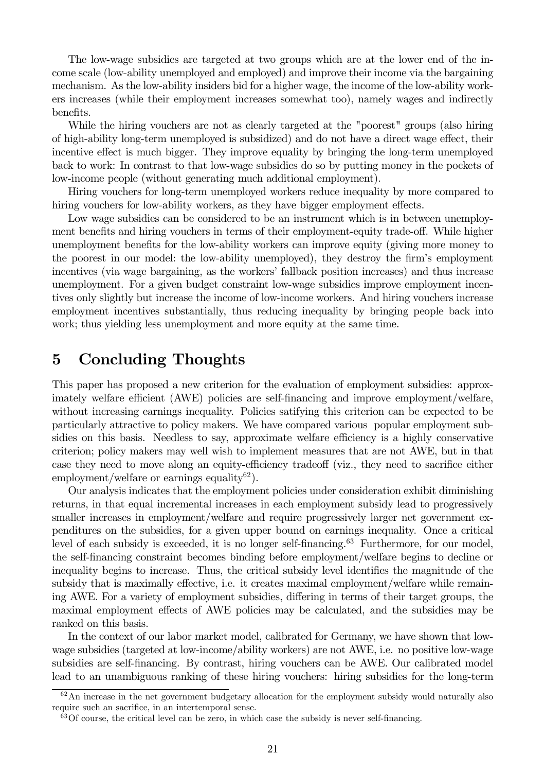The low-wage subsidies are targeted at two groups which are at the lower end of the income scale (low-ability unemployed and employed) and improve their income via the bargaining mechanism. As the low-ability insiders bid for a higher wage, the income of the low-ability workers increases (while their employment increases somewhat too), namely wages and indirectly benefits.

While the hiring vouchers are not as clearly targeted at the "poorest" groups (also hiring of high-ability long-term unemployed is subsidized) and do not have a direct wage effect, their incentive effect is much bigger. They improve equality by bringing the long-term unemployed back to work: In contrast to that low-wage subsidies do so by putting money in the pockets of low-income people (without generating much additional employment).

Hiring vouchers for long-term unemployed workers reduce inequality by more compared to hiring vouchers for low-ability workers, as they have bigger employment effects.

Low wage subsidies can be considered to be an instrument which is in between unemployment benefits and hiring vouchers in terms of their employment-equity trade-off. While higher unemployment benefits for the low-ability workers can improve equity (giving more money to the poorest in our model: the low-ability unemployed), they destroy the firm's employment incentives (via wage bargaining, as the workers' fallback position increases) and thus increase unemployment. For a given budget constraint low-wage subsidies improve employment incentives only slightly but increase the income of low-income workers. And hiring vouchers increase employment incentives substantially, thus reducing inequality by bringing people back into work; thus yielding less unemployment and more equity at the same time.

# 5 Concluding Thoughts

This paper has proposed a new criterion for the evaluation of employment subsidies: approximately welfare efficient (AWE) policies are self-financing and improve employment/welfare, without increasing earnings inequality. Policies satisfying this criterion can be expected to be particularly attractive to policy makers. We have compared various popular employment subsidies on this basis. Needless to say, approximate welfare efficiency is a highly conservative criterion; policy makers may well wish to implement measures that are not AWE, but in that case they need to move along an equity-efficiency tradeoff (viz., they need to sacrifice either employment/welfare or earnings equality[62]).

Our analysis indicates that the employment policies under consideration exhibit diminishing returns, in that equal incremental increases in each employment subsidy lead to progressively smaller increases in employment/welfare and require progressively larger net government expenditures on the subsidies, for a given upper bound on earnings inequality. Once a critical level of each subsidy is exceeded, it is no longer self-financing.[63] Furthermore, for our model, the self-financing constraint becomes binding before employment/welfare begins to decline or inequality begins to increase. Thus, the critical subsidy level identifies the magnitude of the subsidy that is maximally effective, i.e. it creates maximal employment/welfare while remaining AWE. For a variety of employment subsidies, differing in terms of their target groups, the maximal employment effects of AWE policies may be calculated, and the subsidies may be ranked on this basis.

In the context of our labor market model, calibrated for Germany, we have shown that low-wage subsidies (targeted at low-income/ability workers) are not AWE, i.e. no positive low-wage subsidies are self-financing. By contrast, hiring vouchers can be AWE. Our calibrated model lead to an unambiguous ranking of these hiring vouchers: hiring subsidies for the long-term

[62] An increase in the net government budgetary allocation for the employment subsidy would naturally also require such an sacrifice, in an intertemporal sense.

[63] Of course, the critical level can be zero, in which case the subsidy is never self-financing.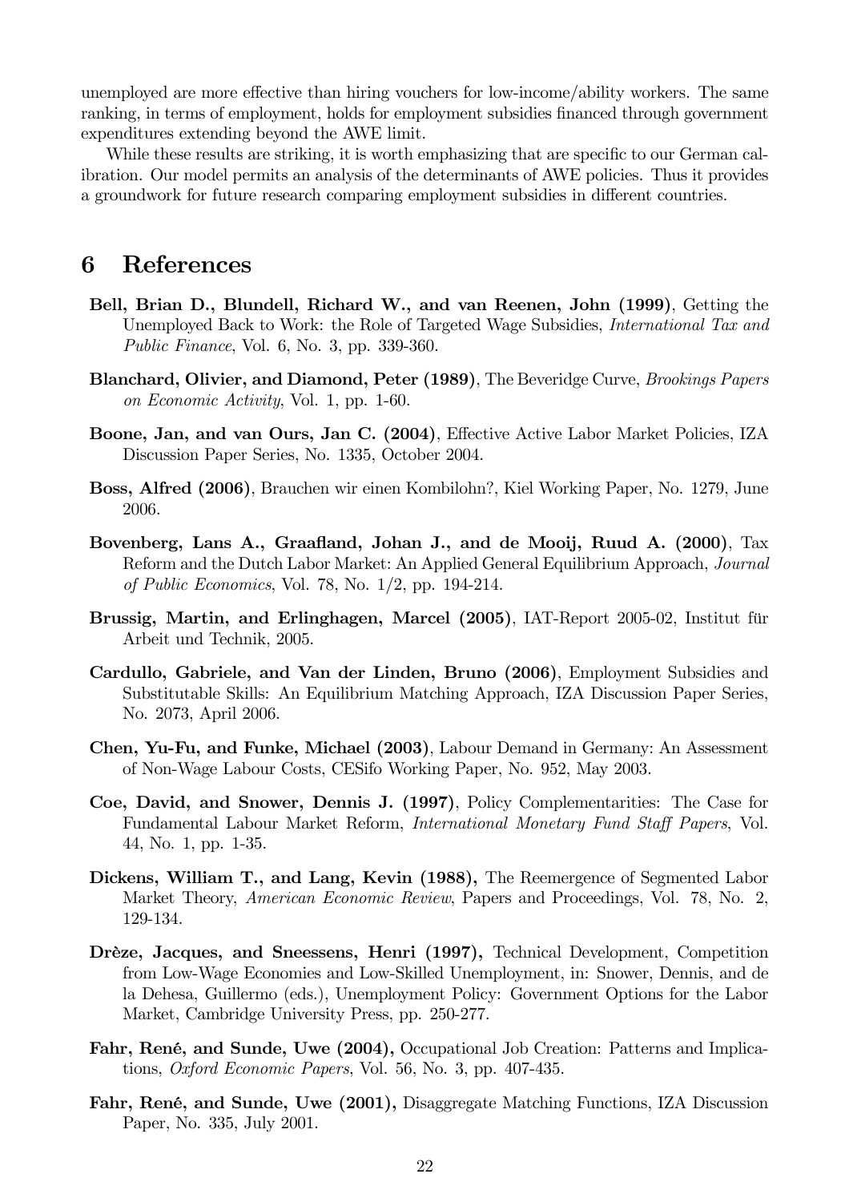unemployed are more effective than hiring vouchers for low-income/ability workers. The same ranking, in terms of employment, holds for employment subsidies financed through government expenditures extending beyond the AWE limit.

While these results are striking, it is worth emphasizing that are specific to our German calibration. Our model permits an analysis of the determinants of AWE policies. Thus it provides a groundwork for future research comparing employment subsidies in different countries.

# 6 References

**Bell, Brian D., Blundell, Richard W., and van Reenen, John (1999)**, Getting the Unemployed Back to Work: the Role of Targeted Wage Subsidies, *International Tax and Public Finance*, Vol. 6, No. 3, pp. 339-360.

**Blanchard, Olivier, and Diamond, Peter (1989)**, The Beveridge Curve, *Brookings Papers on Economic Activity*, Vol. 1, pp. 1-60.

**Boone, Jan, and van Ours, Jan C. (2004)**, Effective Active Labor Market Policies, IZA Discussion Paper Series, No. 1335, October 2004.

**Boss, Alfred (2006)**, Brauchen wir einen Kombilohn?, Kiel Working Paper, No. 1279, June 2006.

**Bovenberg, Lans A., Graafland, Johan J., and de Mooij, Ruud A. (2000)**, Tax Reform and the Dutch Labor Market: An Applied General Equilibrium Approach, *Journal of Public Economics*, Vol. 78, No. 1/2, pp. 194-214.

**Brussig, Martin, and Erlinghagen, Marcel (2005)**, IAT-Report 2005-02, Institut für Arbeit und Technik, 2005.

**Cardullo, Gabriele, and Van der Linden, Bruno (2006)**, Employment Subsidies and Substitutable Skills: An Equilibrium Matching Approach, IZA Discussion Paper Series, No. 2073, April 2006.

**Chen, Yu-Fu, and Funke, Michael (2003)**, Labour Demand in Germany: An Assessment of Non-Wage Labour Costs, CESifo Working Paper, No. 952, May 2003.

**Coe, David, and Snower, Dennis J. (1997)**, Policy Complementarities: The Case for Fundamental Labour Market Reform, *International Monetary Fund Staff Papers*, Vol. 44, No. 1, pp. 1-35.

**Dickens, William T., and Lang, Kevin (1988),** The Reemergence of Segmented Labor Market Theory, *American Economic Review*, Papers and Proceedings, Vol. 78, No. 2, 129-134.

**Drèze, Jacques, and Sneessens, Henri (1997),** Technical Development, Competition from Low-Wage Economies and Low-Skilled Unemployment, in: Snower, Dennis, and de la Dehesa, Guillermo (eds.), Unemployment Policy: Government Options for the Labor Market, Cambridge University Press, pp. 250-277.

**Fahr, René, and Sunde, Uwe (2004),** Occupational Job Creation: Patterns and Implications, *Oxford Economic Papers*, Vol. 56, No. 3, pp. 407-435.

**Fahr, René, and Sunde, Uwe (2001),** Disaggregate Matching Functions, IZA Discussion Paper, No. 335, July 2001.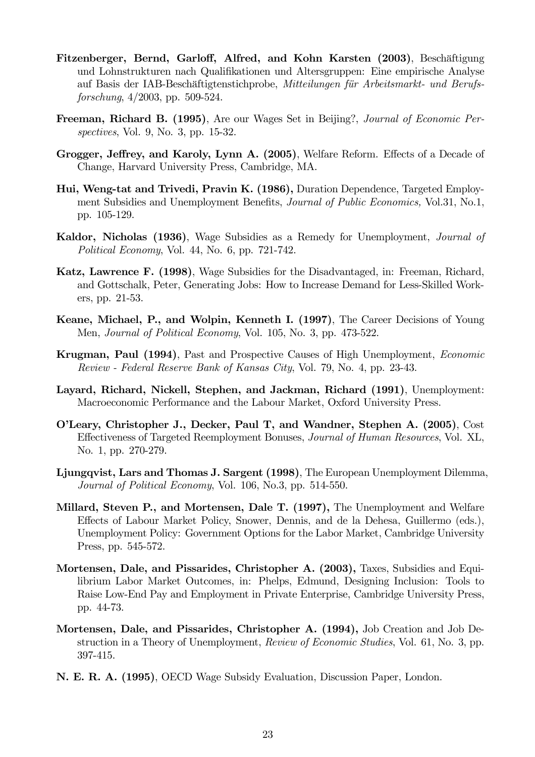**Fitzenberger, Bernd, Garloff, Alfred, and Kohn Karsten (2003)**, Beschäftigung und Lohnstrukturen nach Qualifikationen und Altersgruppen: Eine empirische Analyse auf Basis der IAB-Beschäftigtenstichprobe, *Mitteilungen für Arbeitsmarkt- und Berufsforschung*, 4/2003, pp. 509-524.

**Freeman, Richard B. (1995)**, Are our Wages Set in Beijing?, *Journal of Economic Perspectives*, Vol. 9, No. 3, pp. 15-32.

**Grogger, Jeffrey, and Karoly, Lynn A. (2005)**, Welfare Reform. Effects of a Decade of Change, Harvard University Press, Cambridge, MA.

**Hui, Weng-tat and Trivedi, Pravin K. (1986),** Duration Dependence, Targeted Employment Subsidies and Unemployment Benefits, *Journal of Public Economics,* Vol.31, No.1, pp. 105-129.

**Kaldor, Nicholas (1936)**, Wage Subsidies as a Remedy for Unemployment, *Journal of Political Economy*, Vol. 44, No. 6, pp. 721-742.

**Katz, Lawrence F. (1998)**, Wage Subsidies for the Disadvantaged, in: Freeman, Richard, and Gottschalk, Peter, Generating Jobs: How to Increase Demand for Less-Skilled Workers, pp. 21-53.

**Keane, Michael, P., and Wolpin, Kenneth I. (1997)**, The Career Decisions of Young Men, *Journal of Political Economy*, Vol. 105, No. 3, pp. 473-522.

**Krugman, Paul (1994)**, Past and Prospective Causes of High Unemployment, *Economic Review - Federal Reserve Bank of Kansas City*, Vol. 79, No. 4, pp. 23-43.

**Layard, Richard, Nickell, Stephen, and Jackman, Richard (1991)**, Unemployment: Macroeconomic Performance and the Labour Market, Oxford University Press.

**O'Leary, Christopher J., Decker, Paul T, and Wandner, Stephen A. (2005)**, Cost Effectiveness of Targeted Reemployment Bonuses, *Journal of Human Resources*, Vol. XL, No. 1, pp. 270-279.

**Ljungqvist, Lars and Thomas J. Sargent (1998)**, The European Unemployment Dilemma, *Journal of Political Economy*, Vol. 106, No.3, pp. 514-550.

**Millard, Steven P., and Mortensen, Dale T. (1997),** The Unemployment and Welfare Effects of Labour Market Policy, Snower, Dennis, and de la Dehesa, Guillermo (eds.), Unemployment Policy: Government Options for the Labor Market, Cambridge University Press, pp. 545-572.

**Mortensen, Dale, and Pissarides, Christopher A. (2003),** Taxes, Subsidies and Equilibrium Labor Market Outcomes, in: Phelps, Edmund, Designing Inclusion: Tools to Raise Low-End Pay and Employment in Private Enterprise, Cambridge University Press, pp. 44-73.

**Mortensen, Dale, and Pissarides, Christopher A. (1994),** Job Creation and Job Destruction in a Theory of Unemployment, *Review of Economic Studies*, Vol. 61, No. 3, pp. 397-415.

**N. E. R. A. (1995)**, OECD Wage Subsidy Evaluation, Discussion Paper, London.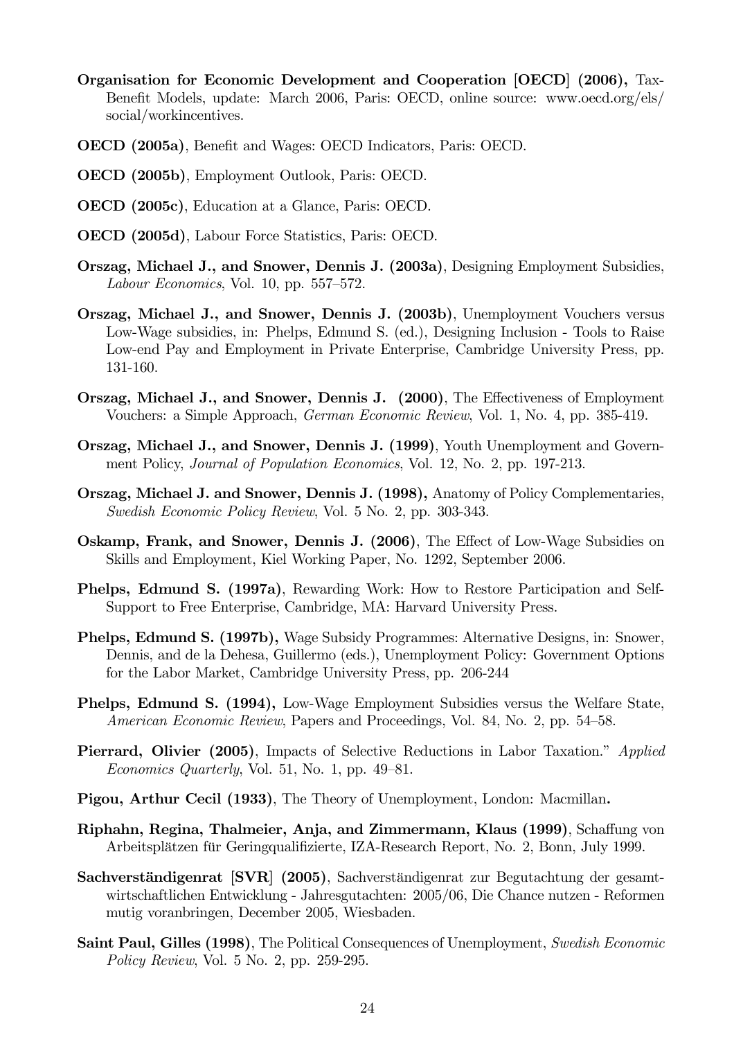**Organisation for Economic Development and Cooperation [OECD] (2006),** Tax-Benefit Models, update: March 2006, Paris: OECD, online source: www.oecd.org/els/social/workincentives.

**OECD (2005a)**, Benefit and Wages: OECD Indicators, Paris: OECD.

**OECD (2005b)**, Employment Outlook, Paris: OECD.

**OECD (2005c)**, Education at a Glance, Paris: OECD.

**OECD (2005d)**, Labour Force Statistics, Paris: OECD.

**Orszag, Michael J., and Snower, Dennis J. (2003a)**, Designing Employment Subsidies, *Labour Economics*, Vol. 10, pp. 557–572.

**Orszag, Michael J., and Snower, Dennis J. (2003b)**, Unemployment Vouchers versus Low-Wage subsidies, in: Phelps, Edmund S. (ed.), Designing Inclusion - Tools to Raise Low-end Pay and Employment in Private Enterprise, Cambridge University Press, pp. 131-160.

**Orszag, Michael J., and Snower, Dennis J. (2000)**, The Effectiveness of Employment Vouchers: a Simple Approach, *German Economic Review*, Vol. 1, No. 4, pp. 385-419.

**Orszag, Michael J., and Snower, Dennis J. (1999)**, Youth Unemployment and Government Policy, *Journal of Population Economics*, Vol. 12, No. 2, pp. 197-213.

**Orszag, Michael J. and Snower, Dennis J. (1998),** Anatomy of Policy Complementaries, *Swedish Economic Policy Review*, Vol. 5 No. 2, pp. 303-343.

**Oskamp, Frank, and Snower, Dennis J. (2006)**, The Effect of Low-Wage Subsidies on Skills and Employment, Kiel Working Paper, No. 1292, September 2006.

**Phelps, Edmund S. (1997a)**, Rewarding Work: How to Restore Participation and Self-Support to Free Enterprise, Cambridge, MA: Harvard University Press.

**Phelps, Edmund S. (1997b),** Wage Subsidy Programmes: Alternative Designs, in: Snower, Dennis, and de la Dehesa, Guillermo (eds.), Unemployment Policy: Government Options for the Labor Market, Cambridge University Press, pp. 206-244

**Phelps, Edmund S. (1994),** Low-Wage Employment Subsidies versus the Welfare State, *American Economic Review*, Papers and Proceedings, Vol. 84, No. 2, pp. 54–58.

**Pierrard, Olivier (2005)**, Impacts of Selective Reductions in Labor Taxation." *Applied Economics Quarterly*, Vol. 51, No. 1, pp. 49–81.

**Pigou, Arthur Cecil (1933)**, The Theory of Unemployment, London: Macmillan**.**

**Riphahn, Regina, Thalmeier, Anja, and Zimmermann, Klaus (1999)**, Schaffung von Arbeitsplätzen für Geringqualifizierte, IZA-Research Report, No. 2, Bonn, July 1999.

**Sachverständigenrat [SVR] (2005)**, Sachverständigenrat zur Begutachtung der gesamtwirtschaftlichen Entwicklung - Jahresgutachten: 2005/06, Die Chance nutzen - Reformen mutig voranbringen, December 2005, Wiesbaden.

**Saint Paul, Gilles (1998)**, The Political Consequences of Unemployment, *Swedish Economic Policy Review*, Vol. 5 No. 2, pp. 259-295.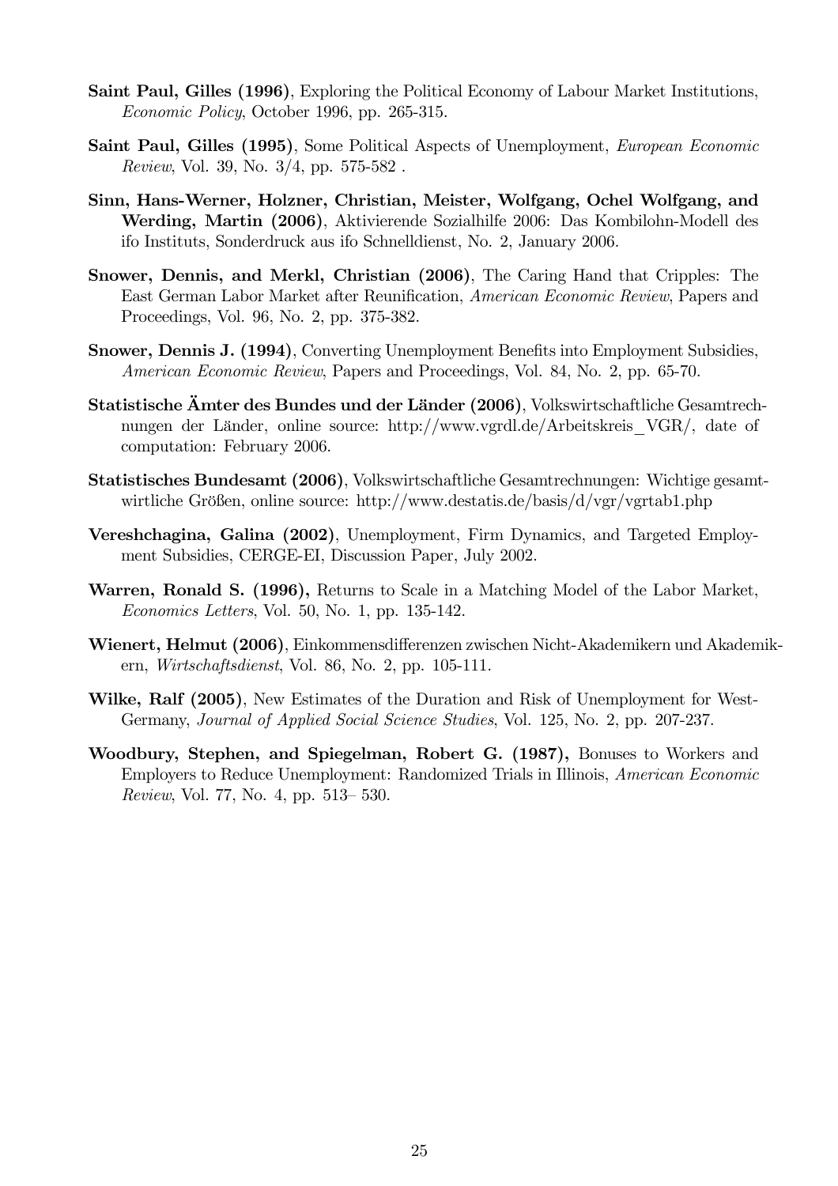**Saint Paul, Gilles (1996)**, Exploring the Political Economy of Labour Market Institutions, *Economic Policy*, October 1996, pp. 265-315.

**Saint Paul, Gilles (1995)**, Some Political Aspects of Unemployment, *European Economic Review*, Vol. 39, No. 3/4, pp. 575-582 .

**Sinn, Hans-Werner, Holzner, Christian, Meister, Wolfgang, Ochel Wolfgang, and Werding, Martin (2006)**, Aktivierende Sozialhilfe 2006: Das Kombilohn-Modell des ifo Instituts, Sonderdruck aus ifo Schnelldienst, No. 2, January 2006.

**Snower, Dennis, and Merkl, Christian (2006)**, The Caring Hand that Cripples: The East German Labor Market after Reunification, *American Economic Review*, Papers and Proceedings, Vol. 96, No. 2, pp. 375-382.

**Snower, Dennis J. (1994)**, Converting Unemployment Benefits into Employment Subsidies, *American Economic Review*, Papers and Proceedings, Vol. 84, No. 2, pp. 65-70.

**Statistische Ämter des Bundes und der Länder (2006)**, Volkswirtschaftliche Gesamtrechnungen der Länder, online source: http://www.vgrdl.de/Arbeitskreis_VGR/, date of computation: February 2006.

**Statistisches Bundesamt (2006)**, Volkswirtschaftliche Gesamtrechnungen: Wichtige gesamtwirtliche Größen, online source: http://www.destatis.de/basis/d/vgr/vgrtab1.php

**Vereshchagina, Galina (2002)**, Unemployment, Firm Dynamics, and Targeted Employment Subsidies, CERGE-EI, Discussion Paper, July 2002.

**Warren, Ronald S. (1996),** Returns to Scale in a Matching Model of the Labor Market, *Economics Letters*, Vol. 50, No. 1, pp. 135-142.

**Wienert, Helmut (2006)**, Einkommensdifferenzen zwischen Nicht-Akademikern und Akademikern, *Wirtschaftsdienst*, Vol. 86, No. 2, pp. 105-111.

**Wilke, Ralf (2005)**, New Estimates of the Duration and Risk of Unemployment for West-Germany, *Journal of Applied Social Science Studies*, Vol. 125, No. 2, pp. 207-237.

**Woodbury, Stephen, and Spiegelman, Robert G. (1987),** Bonuses to Workers and Employers to Reduce Unemployment: Randomized Trials in Illinois, *American Economic Review*, Vol. 77, No. 4, pp. 513– 530.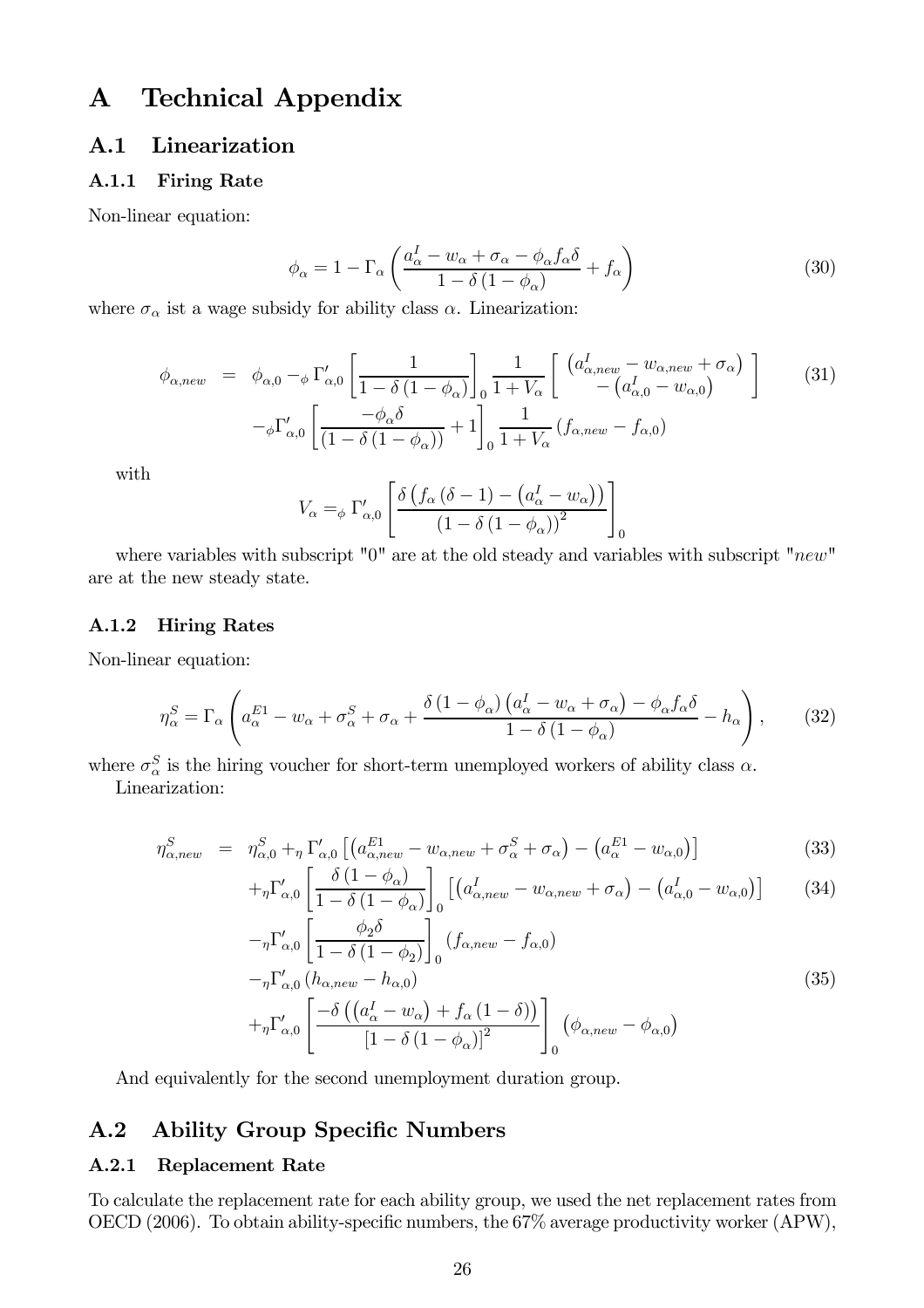# A Technical Appendix

## A.1 Linearization

### A.1.1 Firing Rate

Non-linear equation:

$$\phi_\alpha = 1 - \Gamma_\alpha \left( \frac{a^I_\alpha - w_\alpha + \sigma_\alpha - \phi_\alpha f_\alpha \delta}{1 - \delta (1 - \phi_\alpha)} + f_\alpha \right) \tag{30}$$

where $\sigma_\alpha$ ist a wage subsidy for ability class $\alpha$. Linearization:

$$\begin{aligned} \phi_{\alpha,new} &= \phi_{\alpha,0} - {}_\phi \Gamma'_{\alpha,0} \left[ \frac{1}{1 - \delta (1 - \phi_\alpha)} \right]_0 \frac{1}{1 + V_\alpha} \left[ \begin{array}{c} \left( a^I_{\alpha,new} - w_{\alpha,new} + \sigma_\alpha \right) \\ - \left( a^I_{\alpha,0} - w_{\alpha,0} \right) \end{array} \right] \\ & \quad - {}_\phi \Gamma'_{\alpha,0} \left[ \frac{-\phi_\alpha \delta}{(1 - \delta (1 - \phi_\alpha))} + 1 \right]_0 \frac{1}{1 + V_\alpha} \left( f_{\alpha,new} - f_{\alpha,0} \right) \end{aligned} \tag{31}$$

with

$$V_\alpha = {}_\phi \Gamma'_{\alpha,0} \left[ \frac{\delta \left( f_\alpha (\delta - 1) - \left( a^I_\alpha - w_\alpha \right) \right)}{\left( 1 - \delta (1 - \phi_\alpha) \right)^2} \right]_0$$

where variables with subscript "0" are at the old steady and variables with subscript "$new$" are at the new steady state.

### A.1.2 Hiring Rates

Non-linear equation:

$$\eta^S_\alpha = \Gamma_\alpha \left( a^{E1}_\alpha - w_\alpha + \sigma^S_\alpha + \sigma_\alpha + \frac{\delta (1 - \phi_\alpha) \left( a^I_\alpha - w_\alpha + \sigma_\alpha \right) - \phi_\alpha f_\alpha \delta}{1 - \delta (1 - \phi_\alpha)} - h_\alpha \right), \tag{32}$$

where $\sigma^S_\alpha$ is the hiring voucher for short-term unemployed workers of ability class $\alpha$.

Linearization:

$$\begin{aligned} \eta^S_{\alpha,new} &= \eta^S_{\alpha,0} + {}_\eta \Gamma'_{\alpha,0} \left[ \left( a^{E1}_{\alpha,new} - w_{\alpha,new} + \sigma^S_\alpha + \sigma_\alpha \right) - \left( a^{E1}_\alpha - w_{\alpha,0} \right) \right] && (33) \\ & \quad + {}_\eta \Gamma'_{\alpha,0} \left[ \frac{\delta (1 - \phi_\alpha)}{1 - \delta (1 - \phi_\alpha)} \right]_0 \left[ \left( a^I_{\alpha,new} - w_{\alpha,new} + \sigma_\alpha \right) - \left( a^I_{\alpha,0} - w_{\alpha,0} \right) \right] && (34) \\ & \quad - {}_\eta \Gamma'_{\alpha,0} \left[ \frac{\phi_2 \delta}{1 - \delta (1 - \phi_2)} \right]_0 \left( f_{\alpha,new} - f_{\alpha,0} \right) \\ & \quad - {}_\eta \Gamma'_{\alpha,0} \left( h_{\alpha,new} - h_{\alpha,0} \right) && (35) \\ & \quad + {}_\eta \Gamma'_{\alpha,0} \left[ \frac{-\delta \left( \left( a^I_\alpha - w_\alpha \right) + f_\alpha (1 - \delta) \right)}{\left[ 1 - \delta (1 - \phi_\alpha) \right]^2} \right]_0 \left( \phi_{\alpha,new} - \phi_{\alpha,0} \right) \end{aligned}$$

And equivalently for the second unemployment duration group.

## A.2 Ability Group Specific Numbers

### A.2.1 Replacement Rate

To calculate the replacement rate for each ability group, we used the net replacement rates from OECD (2006). To obtain ability-specific numbers, the 67% average productivity worker (APW),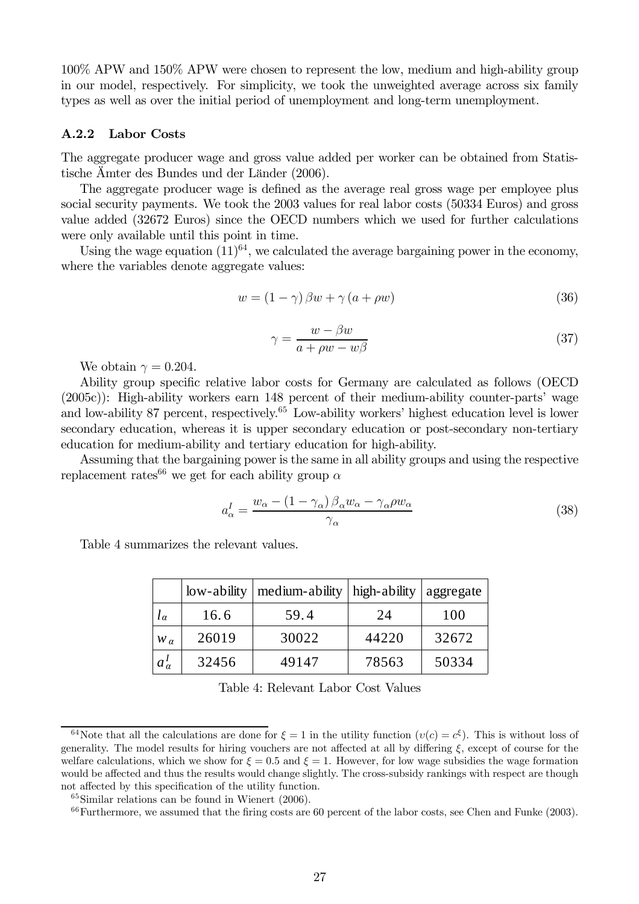100% APW and 150% APW were chosen to represent the low, medium and high-ability group in our model, respectively. For simplicity, we took the unweighted average across six family types as well as over the initial period of unemployment and long-term unemployment.

### A.2.2 Labor Costs

The aggregate producer wage and gross value added per worker can be obtained from Statistische Ämter des Bundes und der Länder (2006).

The aggregate producer wage is defined as the average real gross wage per employee plus social security payments. We took the 2003 values for real labor costs (50334 Euros) and gross value added (32672 Euros) since the OECD numbers which we used for further calculations were only available until this point in time.

Using the wage equation (11)[64], we calculated the average bargaining power in the economy, where the variables denote aggregate values:

$$w = (1-\gamma)\beta w + \gamma (a + \rho w) \tag{36}$$

$$\gamma = \frac{w - \beta w}{a + \rho w - w\beta} \tag{37}$$

We obtain $\gamma = 0.204$.

Ability group specific relative labor costs for Germany are calculated as follows (OECD (2005c)): High-ability workers earn 148 percent of their medium-ability counter-parts' wage and low-ability 87 percent, respectively.[65] Low-ability workers' highest education level is lower secondary education, whereas it is upper secondary education or post-secondary non-tertiary education for medium-ability and tertiary education for high-ability.

Assuming that the bargaining power is the same in all ability groups and using the respective replacement rates[66] we get for each ability group $\alpha$

$$a_\alpha^I = \frac{w_\alpha - (1-\gamma_\alpha)\beta_\alpha w_\alpha - \gamma_\alpha \rho w_\alpha}{\gamma_\alpha} \tag{38}$$

Table 4 summarizes the relevant values.

| | low-ability | medium-ability | high-ability | aggregate |
|---|---|---|---|---|
| $l_\alpha$ | 16.6 | 59.4 | 24 | 100 |
| $w_\alpha$ | 26019 | 30022 | 44220 | 32672 |
| $a_\alpha^I$ | 32456 | 49147 | 78563 | 50334 |

Table 4: Relevant Labor Cost Values

[64] Note that all the calculations are done for $\xi = 1$ in the utility function ($v(c) = c^\xi$). This is without loss of generality. The model results for hiring vouchers are not affected at all by differing $\xi$, except of course for the welfare calculations, which we show for $\xi = 0.5$ and $\xi = 1$. However, for low wage subsidies the wage formation would be affected and thus the results would change slightly. The cross-subsidy rankings with respect are though not affected by this specification of the utility function.

[65] Similar relations can be found in Wienert (2006).

[66] Furthermore, we assumed that the firing costs are 60 percent of the labor costs, see Chen and Funke (2003).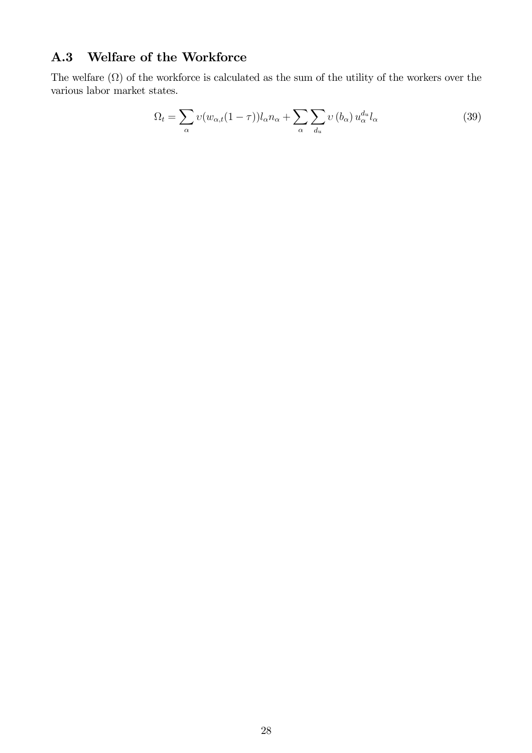## A.3 Welfare of the Workforce

The welfare ($\Omega$) of the workforce is calculated as the sum of the utility of the workers over the various labor market states.

$$\Omega_t = \sum_{\alpha} \upsilon(w_{\alpha,t}(1-\tau))l_\alpha n_\alpha + \sum_{\alpha} \sum_{d_u} \upsilon\left(b_\alpha\right) u_\alpha^{d_u} l_\alpha \tag{39}$$